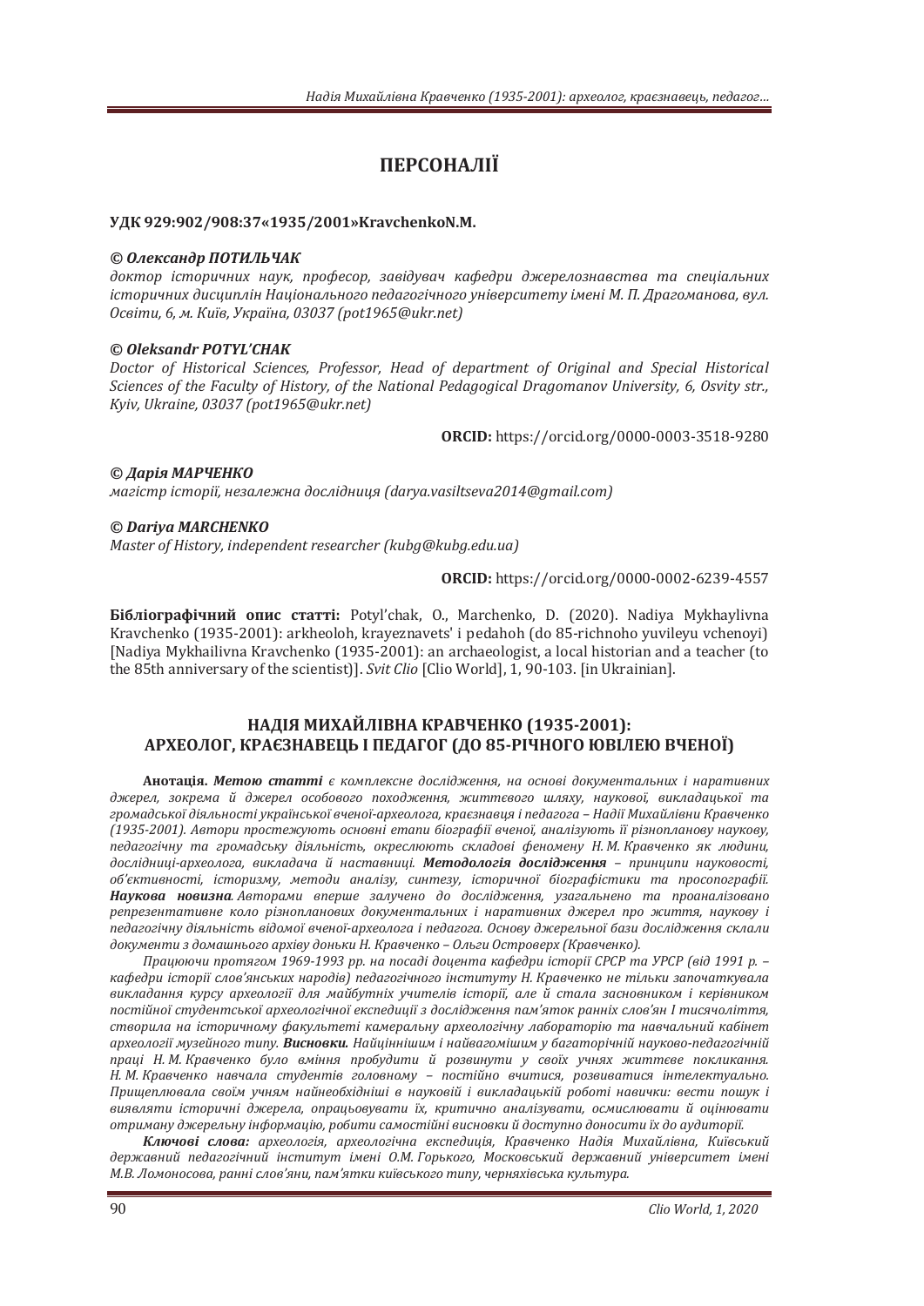# ПЕРСОНАЛІЇ

**УДК 929:902/908:37«1935/2001»KravchenkoN.M.**

***© Олександр ПОТИЛЬЧАК***
*доктор історичних наук, професор, завідувач кафедри джерелознавства та спеціальних історичних дисциплін Національного педагогічного університету імені М. П. Драгоманова, вул. Освіти, 6, м. Київ, Україна, 03037 (pot1965@ukr.net)*

***© Oleksandr POTYL'CHAK***
*Doctor of Historical Sciences, Professor, Head of department of Original and Special Historical Sciences of the Faculty of History, of the National Pedagogical Dragomanov University, 6, Osvity str., Kyiv, Ukraine, 03037 (pot1965@ukr.net)*

**ORCID:** https://orcid.org/0000-0003-3518-9280

***© Дарія МАРЧЕНКО***
*магістр історії, незалежна дослідниця (darya.vasiltseva2014@gmail.com)*

***© Dariya MARCHENKO***
*Master of History, independent researcher (kubg@kubg.edu.ua)*

**ORCID:** https://orcid.org/0000-0002-6239-4557

**Бібліографічний опис статті:** Potyl'chak, O., Marchenko, D. (2020). Nadiya Mykhaylivna Kravchenko (1935-2001): arkheoloh, krayeznavets' i pedahoh (do 85-richnoho yuvileyu vchenoyi) [Nadiya Mykhailivna Kravchenko (1935-2001): an archaeologist, a local historian and a teacher (to the 85th anniversary of the scientist)]. *Svit Clio* [Clio World], 1, 90-103. [in Ukrainian].

## НАДІЯ МИХАЙЛІВНА КРАВЧЕНКО (1935-2001): АРХЕОЛОГ, КРАЄЗНАВЕЦЬ І ПЕДАГОГ (ДО 85-РІЧНОГО ЮВІЛЕЮ ВЧЕНОЇ)

**Анотація.** ***Метою статті*** *є комплексне дослідження, на основі документальних і наративних джерел, зокрема й джерел особового походження, життєвого шляху, наукової, викладацької та громадської діяльності української вченої-археолога, краєзнавця і педагога – Надії Михайлівни Кравченко (1935-2001). Автори простежують основні етапи біографії вченої, аналізують її різнопланову наукову, педагогічну та громадську діяльність, окреслюють складові феномену Н. М. Кравченко як людини, дослідниці-археолога, викладача й наставниці.* ***Методологія дослідження*** *– принципи науковості, об'єктивності, історизму, методи аналізу, синтезу, історичної біографістики та просопографії.* ***Наукова новизна****. Авторами вперше залучено до дослідження, узагальнено та проаналізовано репрезентативне коло різнопланових документальних і наративних джерел про життя, науку і педагогічну діяльність відомої вченої-археолога і педагога. Основу джерельної бази дослідження склали документи з домашнього архіву доньки Н. Кравченко – Ольги Островерх (Кравченко).*

*Працюючи протягом 1969-1993 рр. на посаді доцента кафедри історії СРСР та УРСР (від 1991 р. – кафедри історії слов'янських народів) педагогічного інституту Н. Кравченко не тільки започаткувала викладання курсу археології для майбутніх учителів історії, але й стала засновником і керівником постійної студентської археологічної експедиції з дослідження пам'яток ранніх слов'ян І тисячоліття, створила на історичному факультеті камеральну археологічну лабораторію та навчальний кабінет археології музейного типу.* ***Висновки.*** *Найціннішим і найвагомішим у багаторічній науково-педагогічній праці Н. М. Кравченко було вміння пробудити й розвинути у своїх учнях життєве покликання. Н. М. Кравченко навчала студентів головному – постійно вчитися, розвиватися інтелектуально. Прищеплювала своїм учням найнеобхідніші в науковій і викладацькій роботі навички: вести пошук і виявляти історичні джерела, опрацьовувати їх, критично аналізувати, осмислювати й оцінювати отриману джерельну інформацію, робити самостійні висновки й доступно доносити їх до аудиторії.*

***Ключові слова:*** *археологія, археологічна експедиція, Кравченко Надія Михайлівна, Київський державний педагогічний інститут імені О.М. Горького, Московський державний університет імені М.В. Ломоносова, ранні слов'яни, пам'ятки київського типу, черняхівська культура.*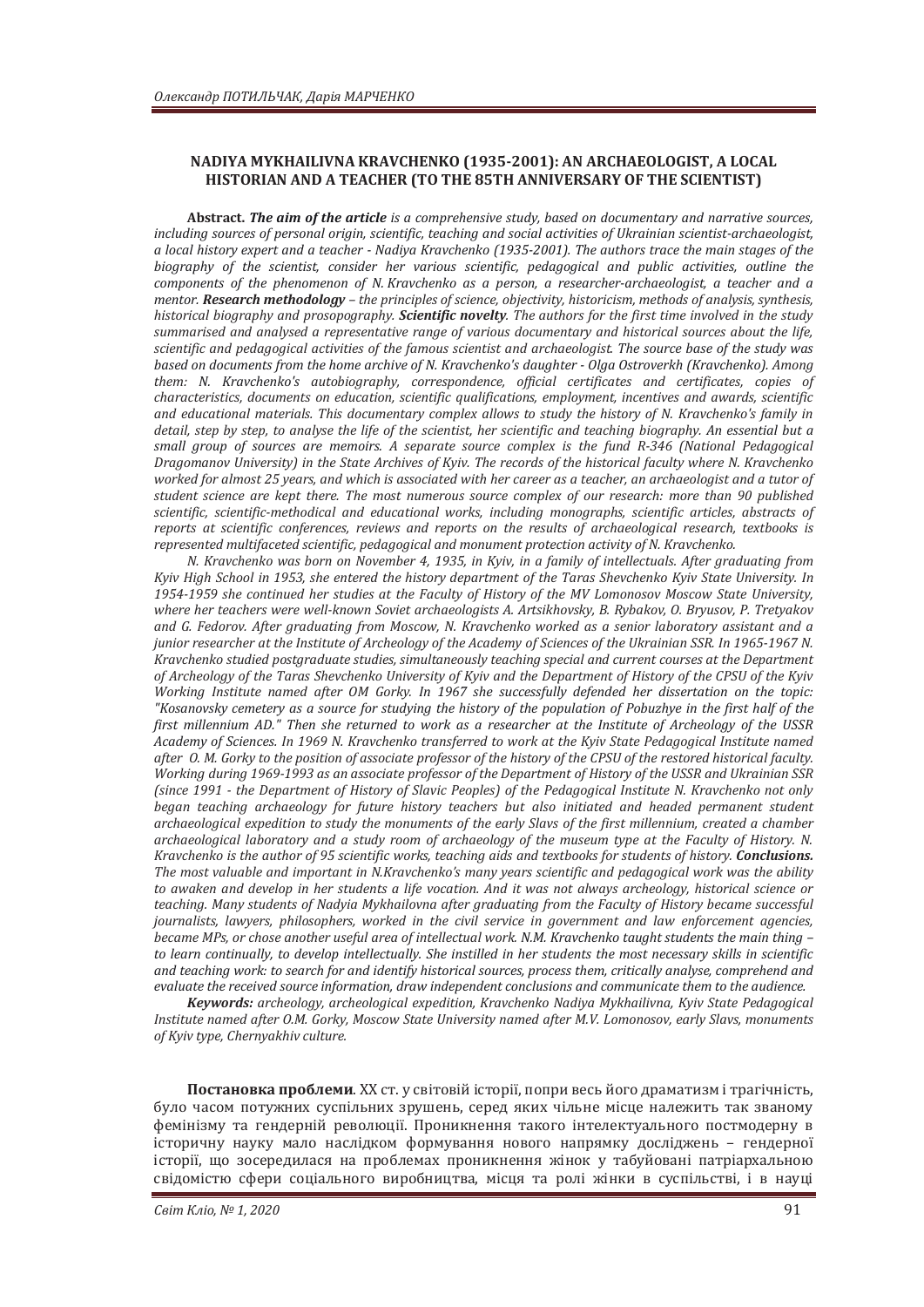**NADIYA MYKHAILIVNA KRAVCHENKO (1935-2001): AN ARCHAEOLOGIST, A LOCAL HISTORIAN AND A TEACHER (TO THE 85TH ANNIVERSARY OF THE SCIENTIST)**

**Abstract.** ***The aim of the article*** *is a comprehensive study, based on documentary and narrative sources, including sources of personal origin, scientific, teaching and social activities of Ukrainian scientist-archaeologist, a local history expert and a teacher - Nadiya Kravchenko (1935-2001). The authors trace the main stages of the biography of the scientist, consider her various scientific, pedagogical and public activities, outline the components of the phenomenon of N. Kravchenko as a person, a researcher-archaeologist, a teacher and a mentor.* ***Research methodology*** *– the principles of science, objectivity, historicism, methods of analysis, synthesis, historical biography and prosopography.* ***Scientific novelty****. The authors for the first time involved in the study summarised and analysed a representative range of various documentary and historical sources about the life, scientific and pedagogical activities of the famous scientist and archaeologist. The source base of the study was based on documents from the home archive of N. Kravchenko's daughter - Olga Ostroverkh (Kravchenko). Among them: N. Kravchenko's autobiography, correspondence, official certificates and certificates, copies of characteristics, documents on education, scientific qualifications, employment, incentives and awards, scientific and educational materials. This documentary complex allows to study the history of N. Kravchenko's family in detail, step by step, to analyse the life of the scientist, her scientific and teaching biography. An essential but a small group of sources are memoirs. A separate source complex is the fund R-346 (National Pedagogical Dragomanov University) in the State Archives of Kyiv. The records of the historical faculty where N. Kravchenko worked for almost 25 years, and which is associated with her career as a teacher, an archaeologist and a tutor of student science are kept there. The most numerous source complex of our research: more than 90 published scientific, scientific-methodical and educational works, including monographs, scientific articles, abstracts of reports at scientific conferences, reviews and reports on the results of archaeological research, textbooks is represented multifaceted scientific, pedagogical and monument protection activity of N. Kravchenko.*

*N. Kravchenko was born on November 4, 1935, in Kyiv, in a family of intellectuals. After graduating from Kyiv High School in 1953, she entered the history department of the Taras Shevchenko Kyiv State University. In 1954-1959 she continued her studies at the Faculty of History of the MV Lomonosov Moscow State University, where her teachers were well-known Soviet archaeologists A. Artsikhovsky, B. Rybakov, O. Bryusov, P. Tretyakov and G. Fedorov. After graduating from Moscow, N. Kravchenko worked as a senior laboratory assistant and a junior researcher at the Institute of Archeology of the Academy of Sciences of the Ukrainian SSR. In 1965-1967 N. Kravchenko studied postgraduate studies, simultaneously teaching special and current courses at the Department of Archeology of the Taras Shevchenko University of Kyiv and the Department of History of the CPSU of the Kyiv Working Institute named after OM Gorky. In 1967 she successfully defended her dissertation on the topic: "Kosanovsky cemetery as a source for studying the history of the population of Pobuzhye in the first half of the first millennium AD." Then she returned to work as a researcher at the Institute of Archeology of the USSR Academy of Sciences. In 1969 N. Kravchenko transferred to work at the Kyiv State Pedagogical Institute named after O. M. Gorky to the position of associate professor of the history of the CPSU of the restored historical faculty. Working during 1969-1993 as an associate professor of the Department of History of the USSR and Ukrainian SSR (since 1991 - the Department of History of Slavic Peoples) of the Pedagogical Institute N. Kravchenko not only began teaching archaeology for future history teachers but also initiated and headed permanent student archaeological expedition to study the monuments of the early Slavs of the first millennium, created a chamber archaeological laboratory and a study room of archaeology of the museum type at the Faculty of History. N. Kravchenko is the author of 95 scientific works, teaching aids and textbooks for students of history.* ***Conclusions.*** *The most valuable and important in N.Kravchenko's many years scientific and pedagogical work was the ability to awaken and develop in her students a life vocation. And it was not always archeology, historical science or teaching. Many students of Nadyia Mykhailovna after graduating from the Faculty of History became successful journalists, lawyers, philosophers, worked in the civil service in government and law enforcement agencies, became MPs, or chose another useful area of intellectual work. N.M. Kravchenko taught students the main thing – to learn continually, to develop intellectually. She instilled in her students the most necessary skills in scientific and teaching work: to search for and identify historical sources, process them, critically analyse, comprehend and evaluate the received source information, draw independent conclusions and communicate them to the audience.*

***Keywords:*** *archeology, archeological expedition, Kravchenko Nadiya Mykhailivna, Kyiv State Pedagogical Institute named after O.M. Gorky, Moscow State University named after M.V. Lomonosov, early Slavs, monuments of Kyiv type, Chernyakhiv culture.*

**Постановка проблеми**. ХХ ст. у світовій історії, попри весь його драматизм і трагічність, було часом потужних суспільних зрушень, серед яких чільне місце належить так званому фемінізму та гендерній революції. Проникнення такого інтелектуального постмодерну в історичну науку мало наслідком формування нового напрямку досліджень – гендерної історії, що зосередилася на проблемах проникнення жінок у табуйовані патріархальною свідомістю сфери соціального виробництва, місця та ролі жінки в суспільстві, і в науці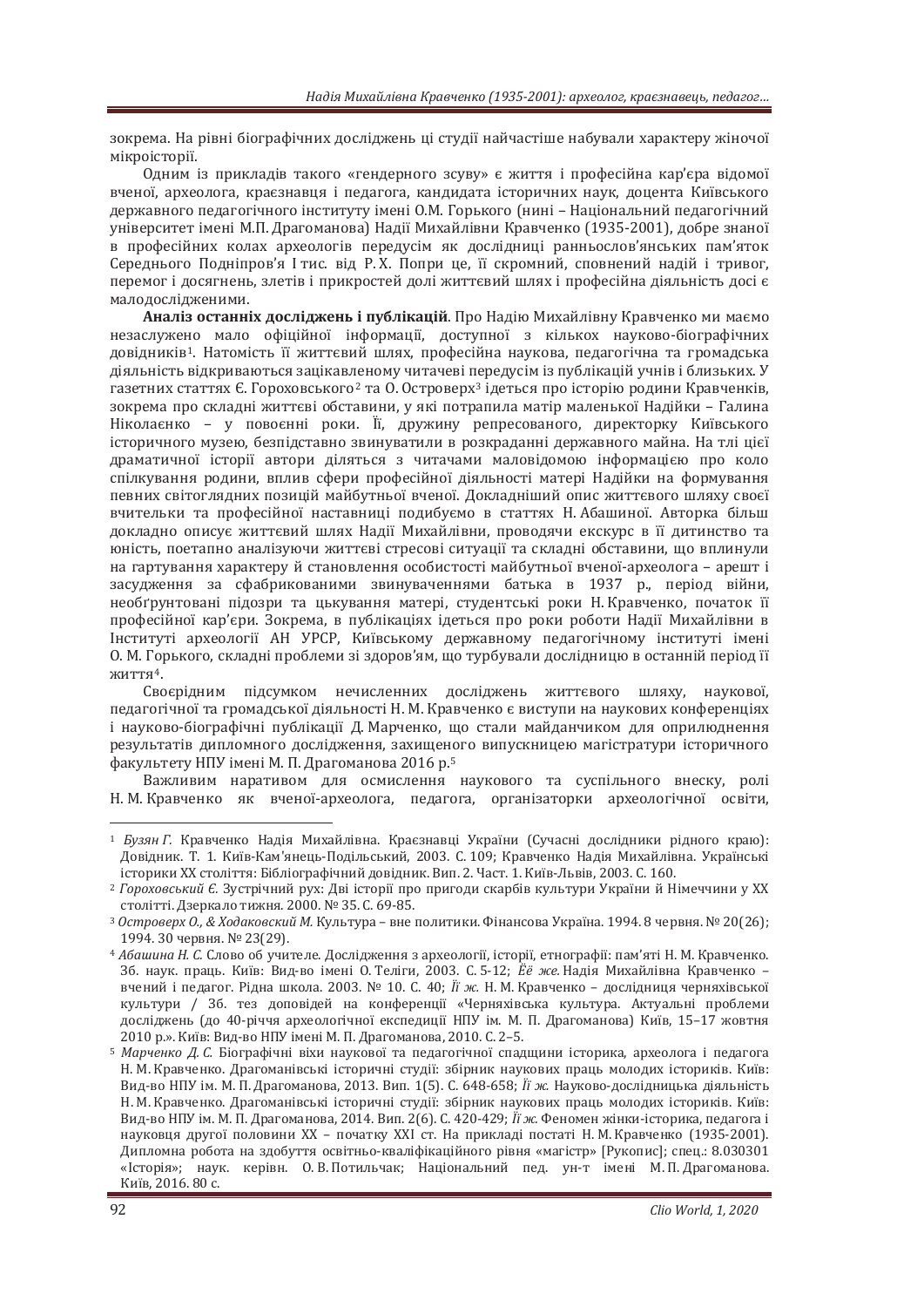зокрема. На рівні біографічних досліджень ці студії найчастіше набували характеру жіночої мікроісторії.

Одним із прикладів такого «гендерного зсуву» є життя і професійна кар’єра відомої вченої, археолога, краєзнавця і педагога, кандидата історичних наук, доцента Київського державного педагогічного інституту імені О.М. Горького (нині – Національний педагогічний університет імені М.П. Драгоманова) Надії Михайлівни Кравченко (1935-2001), добре знаної в професійних колах археологів передусім як дослідниці ранньослов’янських пам’яток Середнього Подніпров’я І тис. від Р. Х. Попри це, її скромний, сповнений надій і тривог, перемог і досягнень, злетів і прикростей долі життєвий шлях і професійна діяльність досі є малодослідженими.

**Аналіз останніх досліджень і публікацій**. Про Надію Михайлівну Кравченко ми маємо незаслужено мало офіційної інформації, доступної з кількох науково-біографічних довідників[1]. Натомість її життєвий шлях, професійна наукова, педагогічна та громадська діяльність відкриваються зацікавленому читачеві передусім із публікацій учнів і близьких. У газетних статтях Є. Гороховського[2] та О. Островерх[3] ідеться про історію родини Кравченків, зокрема про складні життєві обставини, у які потрапила матір маленької Надійки – Галина Ніколаєнко – у повоєнні роки. Її, дружину репресованого, директорку Київського історичного музею, безпідставно звинуватили в розкраданні державного майна. На тлі цієї драматичної історії автори діляться з читачами маловідомою інформацією про коло спілкування родини, вплив сфери професійної діяльності матері Надійки на формування певних світоглядних позицій майбутньої вченої. Докладніший опис життєвого шляху своєї вчительки та професійної наставниці подибуємо в статтях Н. Абашиної. Авторка більш докладно описує життєвий шлях Надії Михайлівни, проводячи екскурс в її дитинство та юність, поетапно аналізуючи життєві стресові ситуації та складні обставини, що вплинули на гартування характеру й становлення особистості майбутньої вченої-археолога – арешт і засудження за сфабрикованими звинуваченнями батька в 1937 р., період війни, необґрунтовані підозри та цькування матері, студентські роки Н. Кравченко, початок її професійної кар’єри. Зокрема, в публікаціях ідеться про роки роботи Надії Михайлівни в Інституті археології АН УРСР, Київському державному педагогічному інституті імені О. М. Горького, складні проблеми зі здоров’ям, що турбували дослідницю в останній період її життя[4].

Своєрідним підсумком нечисленних досліджень життєвого шляху, наукової, педагогічної та громадської діяльності Н. М. Кравченко є виступи на наукових конференціях і науково-біографічні публікації Д. Марченко, що стали майданчиком для оприлюднення результатів дипломного дослідження, захищеного випускницею магістратури історичного факультету НПУ імені М. П. Драгоманова 2016 р.[5]

Важливим наративом для осмислення наукового та суспільного внеску, ролі Н. М. Кравченко як вченої-археолога, педагога, організаторки археологічної освіти,

---

[1] *Бузян Г.* Кравченко Надія Михайлівна. Краєзнавці України (Сучасні дослідники рідного краю): Довідник. Т. 1. Київ-Кам’янець-Подільський, 2003. С. 109; Кравченко Надія Михайлівна. Українські історики ХХ століття: Бібліографічний довідник. Вип. 2. Част. 1. Київ-Львів, 2003. С. 160.

[2] *Гороховський Є.* Зустрічний рух: Дві історії про пригоди скарбів культури України й Німеччини у ХХ столітті. Дзеркало тижня. 2000. № 35. С. 69-85.

[3] *Островерх О., & Ходаковский М.* Культура – вне политики. Фінансова Україна. 1994. 8 червня. № 20(26); 1994. 30 червня. № 23(29).

[4] *Абашина Н. С.* Слово об учителе. Дослідження з археології, історії, етнографії: пам’яті Н. М. Кравченко. Зб. наук. праць. Київ: Вид-во імені О. Теліги, 2003. С. 5-12; *Её же.* Надія Михайлівна Кравченко – вчений і педагог. Рідна школа. 2003. № 10. С. 40; *Її ж.* Н. М. Кравченко – дослідниця черняхівської культури / Зб. тез доповідей на конференції «Черняхівська культура. Актуальні проблеми досліджень (до 40-річчя археологічної експедиції НПУ ім. М. П. Драгоманова) Київ, 15–17 жовтня 2010 р.». Київ: Вид-во НПУ імені М. П. Драгоманова, 2010. С. 2–5.

[5] *Марченко Д. С.* Біографічні віхи наукової та педагогічної спадщини історика, археолога і педагога Н. М. Кравченко. Драгоманівські історичні студії: збірник наукових праць молодих істориків. Київ: Вид-во НПУ ім. М. П. Драгоманова, 2013. Вип. 1(5). С. 648-658; *Її ж.* Науково-дослідницька діяльність Н. М. Кравченко. Драгоманівські історичні студії: збірник наукових праць молодих істориків. Київ: Вид-во НПУ ім. М. П. Драгоманова, 2014. Вип. 2(6). С. 420-429; *Її ж.* Феномен жінки-історика, педагога і науковця другої половини ХХ – початку XXI ст. На прикладі постаті Н. М. Кравченко (1935-2001). Дипломна робота на здобуття освітньо-кваліфікаційного рівня «магістр» [Рукопис]; спец.: 8.030301 «Історія»; наук. керівн. О. В. Потильчак; Національний пед. ун-т імені М. П. Драгоманова. Київ, 2016. 80 с.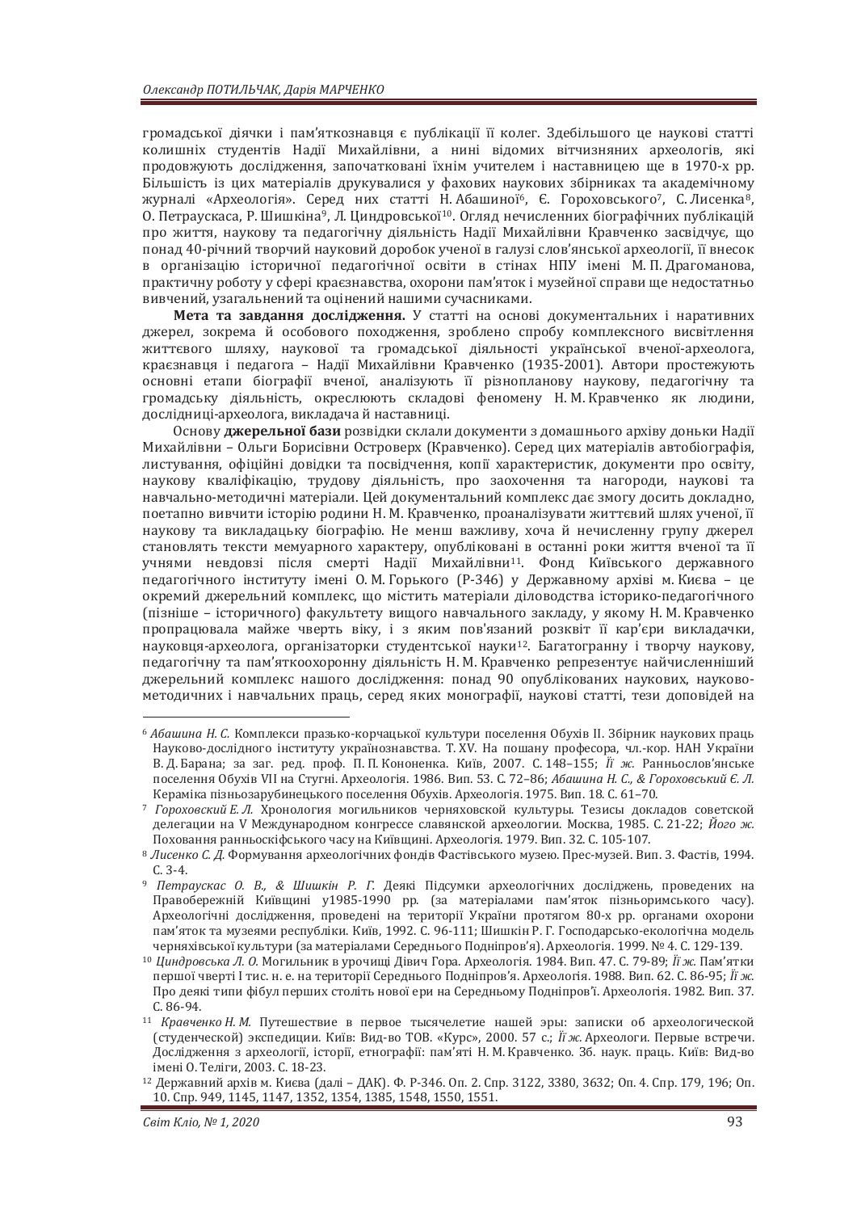громадської діячки і пам'яткознавця є публікації її колег. Здебільшого це наукові статті колишніх студентів Надії Михайлівни, а нині відомих вітчизняних археологів, які продовжують дослідження, започатковані їхнім учителем і наставницею ще в 1970-х рр. Більшість із цих матеріалів друкувалися у фахових наукових збірниках та академічному журналі «Археологія». Серед них статті Н. Абашиної[6], Є. Гороховського[7], С. Лисенка[8], О. Петраускаса, Р. Шишкіна[9], Л. Циндровської[10]. Огляд нечисленних біографічних публікацій про життя, науку та педагогічну діяльність Надії Михайлівни Кравченко засвідчує, що понад 40-річний творчий науковий доробок ученої в галузі слов'янської археології, її внесок в організацію історичної педагогічної освіти в стінах НПУ імені М. П. Драгоманова, практичну роботу у сфері краєзнавства, охорони пам'яток і музейної справи ще недостатньо вивчений, узагальнений та оцінений нашими сучасниками.

**Мета та завдання дослідження.** У статті на основі документальних і наративних джерел, зокрема й особового походження, зроблено спробу комплексного висвітлення життєвого шляху, наукової та громадської діяльності української вченої-археолога, краєзнавця і педагога – Надії Михайлівни Кравченко (1935-2001). Автори простежують основні етапи біографії вченої, аналізують її різнопланову наукову, педагогічну та громадську діяльність, окреслюють складові феномену Н. М. Кравченко як людини, дослідниці-археолога, викладача й наставниці.

Основу **джерельної бази** розвідки склали документи з домашнього архіву доньки Надії Михайлівни – Ольги Борисівни Островерх (Кравченко). Серед цих матеріалів автобіографія, листування, офіційні довідки та посвідчення, копії характеристик, документи про освіту, наукову кваліфікацію, трудову діяльність, про заохочення та нагороди, наукові та навчально-методичні матеріали. Цей документальний комплекс дає змогу досить докладно, поетапно вивчити історію родини Н. М. Кравченко, проаналізувати життєвий шлях ученої, її наукову та викладацьку біографію. Не менш важливу, хоча й нечисленну групу джерел становлять тексти мемуарного характеру, опубліковані в останні роки життя вченої та її учнями невдовзі після смерті Надії Михайлівни[11]. Фонд Київського державного педагогічного інституту імені О. М. Горького (Р-346) у Державному архіві м. Києва – це окремий джерельний комплекс, що містить матеріали діловодства історико-педагогічного (пізніше – історичного) факультету вищого навчального закладу, у якому Н. М. Кравченко пропрацювала майже чверть віку, і з яким пов'язаний розквіт її кар'єри викладачки, науковця-археолога, організаторки студентської науки[12]. Багатогранну і творчу наукову, педагогічну та пам'яткоохоронну діяльність Н. М. Кравченко репрезентує найчисленніший джерельний комплекс нашого дослідження: понад 90 опублікованих наукових, науково-методичних і навчальних праць, серед яких монографії, наукові статті, тези доповідей на

---

[6] *Абашина Н. С.* Комплекси празько-корчацької культури поселення Обухів ІІ. Збірник наукових праць Науково-дослідного інституту українознавства. Т. XV. На пошану професора, чл.-кор. НАН України В. Д. Барана; за заг. ред. проф. П. П. Кононенка. Київ, 2007. С. 148–155; *Її ж.* Ранньослов'янське поселення Обухів VII на Стугні. Археологія. 1986. Вип. 53. С. 72–86; *Абашина Н. С., & Гороховський Є. Л.* Кераміка пізньозарубинецького поселення Обухів. Археологія. 1975. Вип. 18. С. 61–70.

[7] *Гороховский Е. Л.* Хронология могильников черняховской культуры. Тезисы докладов советской делегации на V Международном конгрессе славянской археологии. Москва, 1985. С. 21-22; *Його ж.* Поховання ранньоскіфського часу на Київщині. Археологія. 1979. Вип. 32. С. 105-107.

[8] *Лисенко С. Д.* Формування археологічних фондів Фастівського музею. Прес-музей. Вип. 3. Фастів, 1994. С. 3-4.

[9] *Петраускас О. В., & Шишкін Р. Г.* Деякі Підсумки археологічних досліджень, проведених на Правобережній Київщині у1985-1990 рр. (за матеріалами пам'яток пізньоримського часу). Археологічні дослідження, проведені на території України протягом 80-х рр. органами охорони пам'яток та музеями республіки. Київ, 1992. С. 96-111; Шишкін Р. Г. Господарсько-екологічна модель черняхівської культури (за матеріалами Середнього Подніпров'я). Археологія. 1999. № 4. С. 129-139.

[10] *Циндровська Л. О.* Могильник в урочищі Дівич Гора. Археологія. 1984. Вип. 47. С. 79-89; *Її ж.* Пам'ятки першої чверті І тис. н. е. на території Середнього Подніпров'я. Археологія. 1988. Вип. 62. С. 86-95; *Її ж.* Про деякі типи фібул перших століть нової ери на Середньому Подніпров'ї. Археологія. 1982. Вип. 37. С. 86-94.

[11] *Кравченко Н. М.* Путешествие в первое тысячелетие нашей эры: записки об археологической (студенческой) экспедиции. Київ: Вид-во ТОВ. «Курс», 2000. 57 с.; *Її ж.* Археологи. Первые встречи. Дослідження з археології, історії, етнографії: пам'яті Н. М. Кравченко. Зб. наук. праць. Київ: Вид-во імені О. Теліги, 2003. С. 18-23.

[12] Державний архів м. Києва (далі – ДАК). Ф. Р-346. Оп. 2. Спр. 3122, 3380, 3632; Оп. 4. Спр. 179, 196; Оп. 10. Спр. 949, 1145, 1147, 1352, 1354, 1385, 1548, 1550, 1551.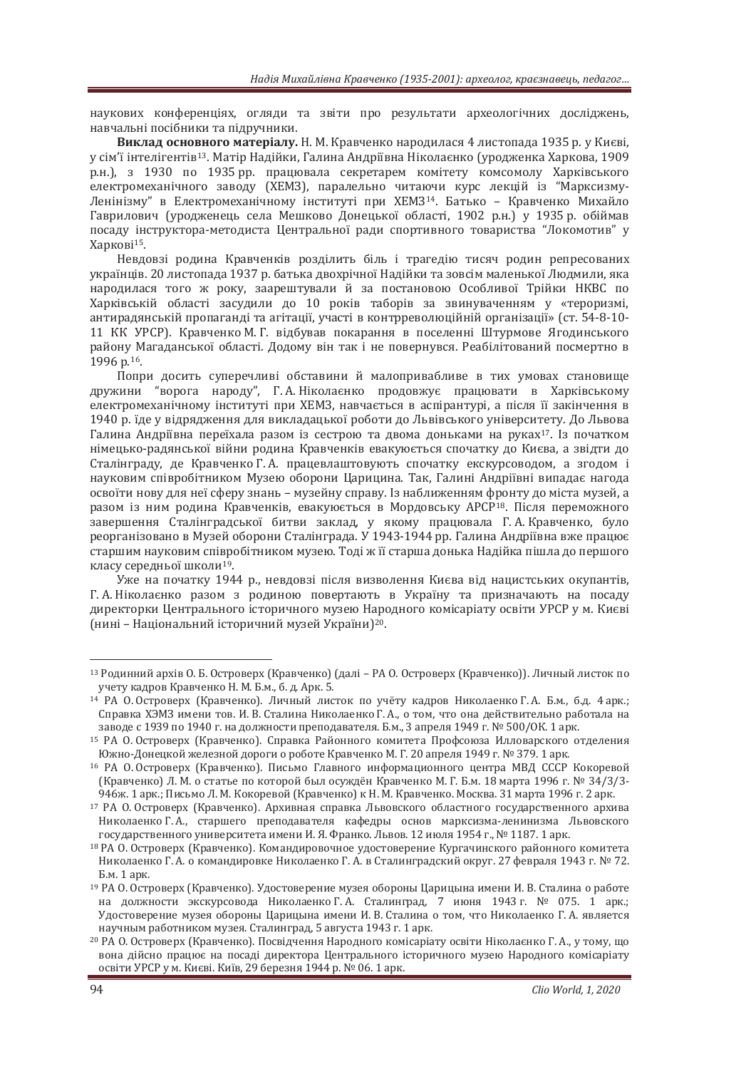наукових конференціях, огляди та звіти про результати археологічних досліджень, навчальні посібники та підручники.

**Виклад основного матеріалу.** Н. М. Кравченко народилася 4 листопада 1935 р. у Києві, у сім'ї інтелігентів[13]. Матір Надійки, Галина Андріївна Ніколаєнко (уродженка Харкова, 1909 р.н.), з 1930 по 1935 рр. працювала секретарем комітету комсомолу Харківського електромеханічного заводу (ХЕМЗ), паралельно читаючи курс лекцій із "Марксизму-Ленінізму" в Електромеханічному інституті при ХЕМЗ[14]. Батько – Кравченко Михайло Гаврилович (уродженець села Мешково Донецької області, 1902 р.н.) у 1935 р. обіймав посаду інструктора-методиста Центральної ради спортивного товариства "Локомотив" у Харкові[15].

Невдовзі родина Кравченків розділить біль і трагедію тисяч родин репресованих українців. 20 листопада 1937 р. батька двохрічної Надійки та зовсім маленької Людмили, яка народилася того ж року, заарештували й за постановою Особливої Трійки НКВС по Харківській області засудили до 10 років таборів за звинуваченням у «тероризмі, антирадянській пропаганді та агітації, участі в контрреволюційній організації» (ст. 54-8-10-11 КК УРСР). Кравченко М. Г. відбував покарання в поселенні Штурмове Ягодинського району Магаданської області. Додому він так і не повернувся. Реабілітований посмертно в 1996 р.[16].

Попри досить суперечливі обставини й малопривабливе в тих умовах становище дружини "ворога народу", Г. А. Ніколаєнко продовжує працювати в Харківському електромеханічному інституті при ХЕМЗ, навчається в аспірантурі, а після її закінчення в 1940 р. їде у відрядження для викладацької роботи до Львівського університету. До Львова Галина Андріївна переїхала разом із сестрою та двома доньками на руках[17]. Із початком німецько-радянської війни родина Кравченків евакуюється спочатку до Києва, а звідти до Сталінграду, де Кравченко Г. А. працевлаштовують спочатку екскурсоводом, а згодом і науковим співробітником Музею оборони Царицина. Так, Галині Андріївні випадає нагода освоїти нову для неї сферу знань – музейну справу. Із наближенням фронту до міста музей, а разом із ним родина Кравченків, евакуюється в Мордовську АРСР[18]. Після переможного завершення Сталінградської битви заклад, у якому працювала Г. А. Кравченко, було реорганізовано в Музей оборони Сталінграда. У 1943-1944 рр. Галина Андріївна вже працює старшим науковим співробітником музею. Тоді ж її старша донька Надійка пішла до першого класу середньої школи[19].

Уже на початку 1944 р., невдовзі після визволення Києва від нацистських окупантів, Г. А. Ніколаєнко разом з родиною повертають в Україну та призначають на посаду директорки Центрального історичного музею Народного комісаріату освіти УРСР у м. Києві (нині – Національний історичний музей України)[20].

---

[13] Родинний архів О. Б. Островерх (Кравченко) (далі – РА О. Островерх (Кравченко)). Личный листок по учету кадров Кравченко Н. М. Б.м., б. д. Арк. 5.

[14] РА О. Островерх (Кравченко). Личный листок по учёту кадров Николаенко Г. А. Б.м., б.д. 4 арк.; Справка ХЭМЗ имени тов. И. В. Сталина Николаенко Г. А., о том, что она действительно работала на заводе с 1939 по 1940 г. на должности преподавателя. Б.м., 3 апреля 1949 г. № 500/ОК. 1 арк.

[15] РА О. Островерх (Кравченко). Справка Районного комитета Профсоюза Илловарского отделения Южно-Донецкой железной дороги о роботе Кравченко М. Г. 20 апреля 1949 г. № 379. 1 арк.

[16] РА О. Островерх (Кравченко). Письмо Главного информационного центра МВД СССР Кокоревой (Кравченко) Л. М. о статье по которой был осуждён Кравченко М. Г. Б.м. 18 марта 1996 г. № 34/3/3-946ж. 1 арк.; Письмо Л. М. Кокоревой (Кравченко) к Н. М. Кравченко. Москва. 31 марта 1996 г. 2 арк.

[17] РА О. Островерх (Кравченко). Архивная справка Львовского областного государственного архива Николаенко Г. А., старшего преподавателя кафедры основ марксизма-ленинизма Львовского государственного университета имени И. Я. Франко. Львов. 12 июля 1954 г., № 1187. 1 арк.

[18] РА О. Островерх (Кравченко). Командировочное удостоверение Кургачинского районного комитета Николаенко Г. А. о командировке Николаенко Г. А. в Сталинградский округ. 27 февраля 1943 г. № 72. Б.м. 1 арк.

[19] РА О. Островерх (Кравченко). Удостоверение музея обороны Царицына имени И. В. Сталина о работе на должности экскурсовода Николаенко Г. А. Сталинград, 7 июня 1943 г. № 075. 1 арк.; Удостоверение музея обороны Царицына имени И. В. Сталина о том, что Николаенко Г. А. является научным работником музея. Сталинград, 5 августа 1943 г. 1 арк.

[20] РА О. Островерх (Кравченко). Посвідчення Народного комісаріату освіти Ніколаєнко Г. А., у тому, що вона дійсно працює на посаді директора Центрального історичного музею Народного комісаріату освіти УРСР у м. Києві. Київ, 29 березня 1944 р. № 06. 1 арк.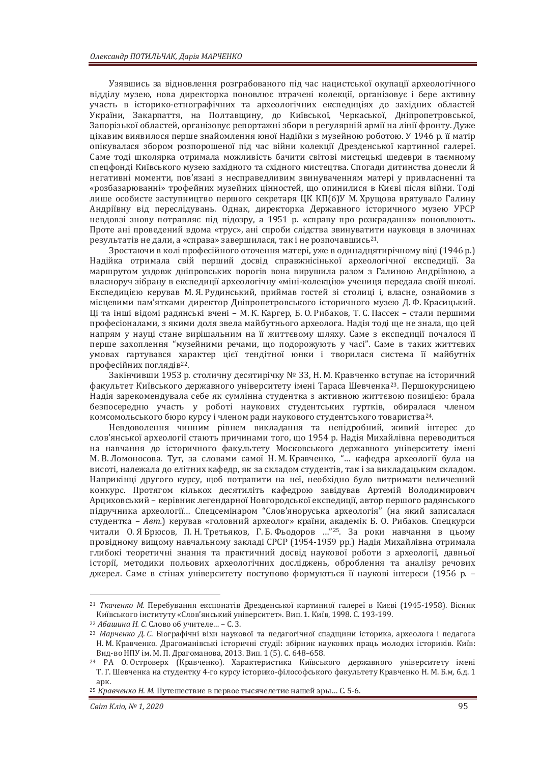Узявшись за відновлення розграбованого під час нацистської окупації археологічного відділу музею, нова директорка поновлює втрачені колекції, організовує і бере активну участь в історико-етнографічних та археологічних експедиціях до західних областей України, Закарпаття, на Полтавщину, до Київської, Черкаської, Дніпропетровської, Запорізької областей, організовує репортажні збори в регулярній армії на лінії фронту. Дуже цікавим виявилося перше знайомлення юної Надійки з музейною роботою. У 1946 р. її матір опікувалася збором розпорошеної під час війни колекції Дрезденської картинної галереї. Саме тоді школярка отримала можливість бачити світові мистецькі шедеври в таємному спецфонді Київського музею західного та східного мистецтва. Спогади дитинства донесли й негативні моменти, пов'язані з несправедливим звинуваченням матері у привласненні та «розбазарюванні» трофейних музейних цінностей, що опинилися в Києві після війни. Тоді лише особисте заступництво першого секретаря ЦК КП(б)У М. Хрущова врятувало Галину Андріївну від переслідувань. Однак, директорка Державного історичного музею УРСР невдовзі знову потрапляє під підозру, а 1951 р. «справу про розкрадання» поновлюють. Проте ані проведений вдома «трус», ані спроби слідства звинуватити науковця в злочинах результатів не дали, а «справа» завершилася, так і не розпочавшись[21].

Зростаючи в колі професійного оточення матері, уже в одинадцятирічному віці (1946 р.) Надійка отримала свій перший досвід справжнісінької археологічної експедиції. За маршрутом уздовж дніпровських порогів вона вирушила разом з Галиною Андріївною, а власноруч зібрану в експедиції археологічну «міні-колекцію» учениця передала своїй школі. Експедицією керував М. Я. Рудинський, приймав гостей зі столиці і, власне, ознайомив з місцевими пам'ятками директор Дніпропетровського історичного музею Д. Ф. Красицький. Ці та інші відомі радянські вчені – М. К. Каргер, Б. О. Рибаков, Т. С. Пассек – стали першими професіоналами, з якими доля звела майбутнього археолога. Надія тоді ще не знала, що цей напрям у науці стане вирішальним на її життєвому шляху. Саме з експедиції почалося її перше захоплення "музейними речами, що подорожують у часі". Саме в таких життєвих умовах гартувався характер цієї тендітної юнки і творилася система її майбутніх професійних поглядів[22].

Закінчивши 1953 р. столичну десятирічку № 33, Н. М. Кравченко вступає на історичний факультет Київського державного університету імені Тараса Шевченка[23]. Першокурсницею Надія зарекомендувала себе як сумлінна студентка з активною життєвою позицією: брала безпосередню участь у роботі наукових студентських гуртків, обиралася членом комсомольського бюро курсу і членом ради наукового студентського товариства[24].

Невдоволення чинним рівнем викладання та непідробний, живий інтерес до слов'янської археології стають причинами того, що 1954 р. Надія Михайлівна переводиться на навчання до історичного факультету Московського державного університету імені М. В. Ломоносова. Тут, за словами самої Н. М. Кравченко, "… кафедра археології була на висоті, належала до елітних кафедр, як за складом студентів, так і за викладацьким складом. Наприкінці другого курсу, щоб потрапити на неї, необхідно було витримати величезний конкурс. Протягом кількох десятиліть кафедрою завідував Артемій Володимирович Арциховський – керівник легендарної Новгородської експедиції, автор першого радянського підручника археології… Спецсемінаром "Слов'яноруська археологія" (на який записалася студентка – *Авт.*) керував «головний археолог» країни, академік Б. О. Рибаков. Спецкурси читали О. Я Брюсов, П. Н. Третьяков, Г. Б. Фьодоров …"[25]. За роки навчання в цьому провідному вищому навчальному закладі СРСР (1954-1959 рр.) Надія Михайлівна отримала глибокі теоретичні знання та практичний досвід наукової роботи з археології, давньої історії, методики польових археологічних досліджень, оброблення та аналізу речових джерел. Саме в стінах університету поступово формуються її наукові інтереси (1956 р. –

---

[21] *Ткаченко М.* Перебування експонатів Дрезденської картинної галереї в Києві (1945-1958). Вісник Київського інституту «Слов'янський університет». Вип. 1. Київ, 1998. С. 193-199.

[22] *Абашина Н. С.* Слово об учителе… – С. 3.

[23] *Марченко Д. С.* Біографічні віхи наукової та педагогічної спадщини історика, археолога і педагога Н. М. Кравченко. Драгоманівські історичні студії: збірник наукових праць молодих істориків. Київ: Вид-во НПУ ім. М. П. Драгоманова, 2013. Вип. 1 (5). С. 648–658.

[24] РА О. Островерх (Кравченко). Характеристика Київського державного університету імені Т. Г. Шевченка на студентку 4-го курсу історико-філософського факультету Кравченко Н. М. Б.м, б.д. 1 арк.

[25] *Кравченко Н. М.* Путешествие в первое тысячелетие нашей эры… С. 5-6.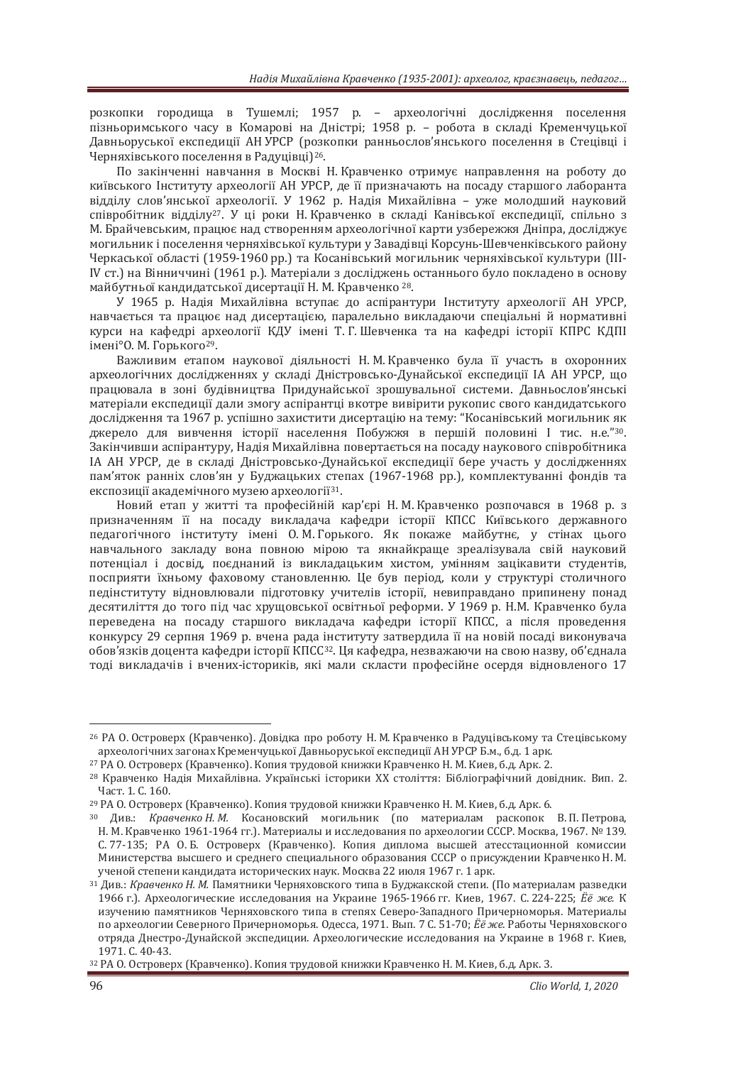розкопки городища в Тушемлі; 1957 р. – археологічні дослідження поселення пізньоримського часу в Комарові на Дністрі; 1958 р. – робота в складі Кременчуцької Давньоруської експедиції АН УРСР (розкопки ранньослов'янського поселення в Стецівці і Черняхівського поселення в Радуцівці)[26].

По закінченні навчання в Москві Н. Кравченко отримує направлення на роботу до київського Інституту археології АН УРСР, де її призначають на посаду старшого лаборанта відділу слов'янської археології. У 1962 р. Надія Михайлівна – уже молодший науковий співробітник відділу[27]. У ці роки Н. Кравченко в складі Канівської експедиції, спільно з М. Брайчевським, працює над створенням археологічної карти узбережжя Дніпра, досліджує могильник і поселення черняхівської культури у Завадівці Корсунь-Шевченківського району Черкаської області (1959-1960 рр.) та Косанівський могильник черняхівської культури (III-IV ст.) на Вінниччині (1961 р.). Матеріали з досліджень останнього було покладено в основу майбутньої кандидатської дисертації Н. М. Кравченко [28].

У 1965 р. Надія Михайлівна вступає до аспірантури Інституту археології АН УРСР, навчається та працює над дисертацією, паралельно викладаючи спеціальні й нормативні курси на кафедрі археології КДУ імені Т. Г. Шевченка та на кафедрі історії КПРС КДПІ імені О. М. Горького[29].

Важливим етапом наукової діяльності Н. М. Кравченко була її участь в охоронних археологічних дослідженнях у складі Дністровсько-Дунайської експедиції ІА АН УРСР, що працювала в зоні будівництва Придунайської зрошувальної системи. Давньослов'янські матеріали експедиції дали змогу аспірантці вкотре вивірити рукопис свого кандидатського дослідження та 1967 р. успішно захистити дисертацію на тему: "Косанівський могильник як джерело для вивчення історії населення Побужжя в першій половині I тис. н.е."[30]. Закінчивши аспірантуру, Надія Михайлівна повертається на посаду наукового співробітника ІА АН УРСР, де в складі Дністровсько-Дунайської експедиції бере участь у дослідженнях пам'яток ранніх слов'ян у Буджацьких степах (1967-1968 рр.), комплектуванні фондів та експозиції академічного музею археології[31].

Новий етап у житті та професійній кар'єрі Н. М. Кравченко розпочався в 1968 р. з призначенням її на посаду викладача кафедри історії КПСС Київського державного педагогічного інституту імені О. М. Горького. Як покаже майбутнє, у стінах цього навчального закладу вона повною мірою та якнайкраще зреалізувала свій науковий потенціал і досвід, поєднаний із викладацьким хистом, умінням зацікавити студентів, посприяти їхньому фаховому становленню. Це був період, коли у структурі столичного педінституту відновлювали підготовку учителів історії, невиправдано припинену понад десятиліття до того під час хрущовської освітньої реформи. У 1969 р. Н.М. Кравченко була переведена на посаду старшого викладача кафедри історії КПСС, а після проведення конкурсу 29 серпня 1969 р. вчена рада інституту затвердила її на новій посаді виконувача обов'язків доцента кафедри історії КПСС[32]. Ця кафедра, незважаючи на свою назву, об'єднала тоді викладачів і вчених-істориків, які мали скласти професійне осердя відновленого 17

---

[26] РА О. Островерх (Кравченко). Довідка про роботу Н. М. Кравченко в Радуцівському та Стецівському археологічних загонах Кременчуцької Давньоруської експедиції АН УРСР Б.м., б.д. 1 арк.

[27] РА О. Островерх (Кравченко). Копия трудовой книжки Кравченко Н. М. Киев, б.д. Арк. 2.

[28] Кравченко Надія Михайлівна. Українські історики ХХ століття: Бібліографічний довідник. Вип. 2. Част. 1. С. 160.

[29] РА О. Островерх (Кравченко). Копия трудовой книжки Кравченко Н. М. Киев, б.д. Арк. 6.

[30] Див.: *Кравченко Н. М.* Косановский могильник (по материалам раскопок В. П. Петрова, Н. М. Кравченко 1961-1964 гг.). Материалы и исследования по археологии СССР. Москва, 1967. № 139. С. 77-135; РА О. Б. Островерх (Кравченко). Копия диплома высшей атесстационной комиссии Министерства высшего и среднего специального образования СССР о присуждении Кравченко Н. М. ученой степени кандидата исторических наук. Москва 22 июля 1967 г. 1 арк.

[31] Див.: *Кравченко Н. М.* Памятники Черняховского типа в Буджакской степи. (По материалам разведки 1966 г.). Археологические исследования на Украине 1965-1966 гг. Киев, 1967. С. 224-225; *Её же.* К изучению памятников Черняховского типа в степях Северо-Западного Причерноморья. Материалы по археологии Северного Причерноморья. Одесса, 1971. Вып. 7 С. 51-70; *Её же.* Работы Черняховского отряда Днестро-Дунайской экспедиции. Археологические исследования на Украине в 1968 г. Киев, 1971. С. 40-43.

[32] РА О. Островерх (Кравченко). Копия трудовой книжки Кравченко Н. М. Киев, б.д. Арк. 3.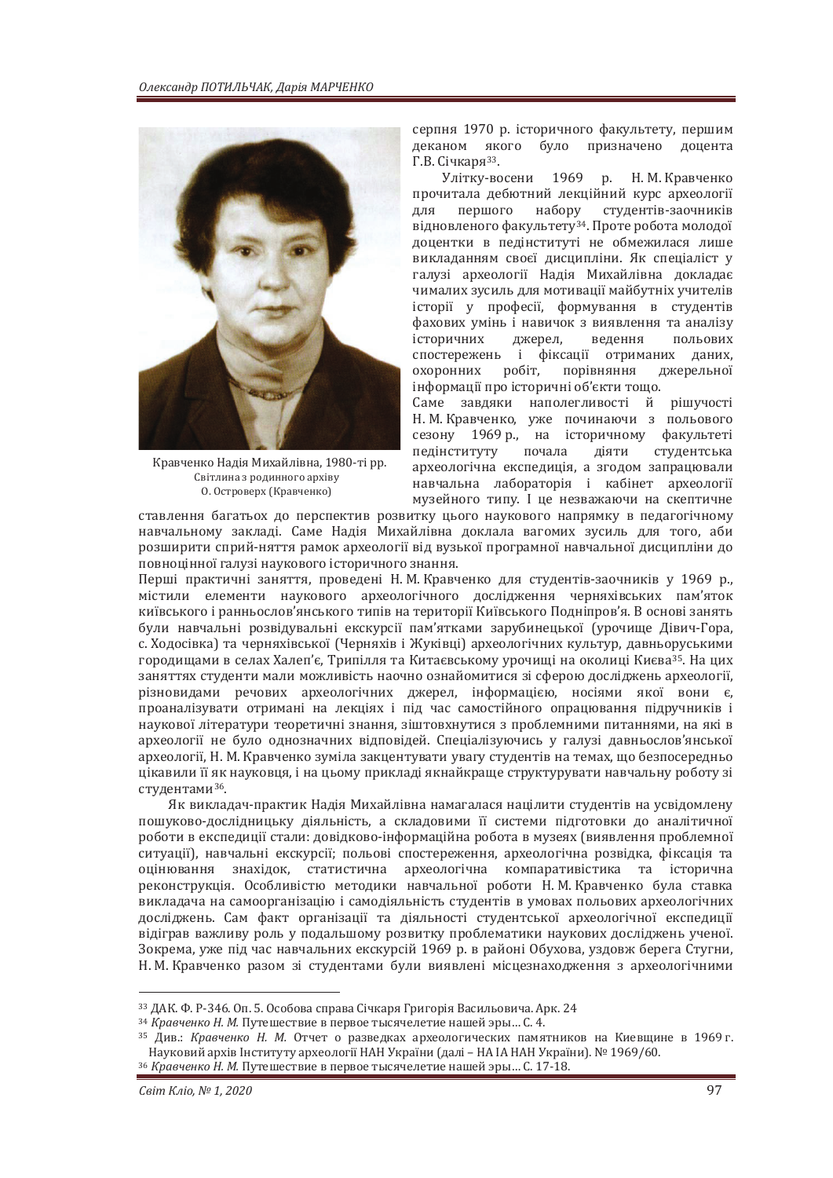серпня 1970 р. історичного факультету, першим деканом якого було призначено доцента Г.В. Січкаря[33].

Улітку-восени 1969 р. Н. М. Кравченко прочитала дебютний лекційний курс археології для першого набору студентів-заочників відновленого факультету[34]. Проте робота молодої доцентки в педінституті не обмежилася лише викладанням своєї дисципліни. Як спеціаліст у галузі археології Надія Михайлівна докладає чималих зусиль для мотивації майбутніх учителів історії у професії, формування в студентів фахових умінь і навичок з виявлення та аналізу історичних джерел, ведення польових спостережень і фіксації отриманих даних, охоронних робіт, порівняння джерельної інформації про історичні об'єкти тощо.

Кравченко Надія Михайлівна, 1980-ті рр.
Світлина з родинного архіву
О. Островерх (Кравченко)

Саме завдяки наполегливості й рішучості Н. М. Кравченко, уже починаючи з польового сезону 1969 р., на історичному факультеті педінституту почала діяти студентська археологічна експедиція, а згодом запрацювали навчальна лабораторія і кабінет археології музейного типу. І це незважаючи на скептичне ставлення багатьох до перспектив розвитку цього наукового напрямку в педагогічному навчальному закладі. Саме Надія Михайлівна доклала вагомих зусиль для того, аби розширити сприй-няття рамок археології від вузької програмної навчальної дисципліни до повноцінної галузі наукового історичного знання.

Перші практичні заняття, проведені Н. М. Кравченко для студентів-заочників у 1969 р., містили елементи наукового археологічного дослідження черняхівських пам'яток київського і ранньослов'янського типів на території Київського Подніпров'я. В основі занять були навчальні розвідувальні екскурсії пам'ятками зарубинецької (урочище Дівич-Гора, с. Ходосівка) та черняхівської (Черняхів і Жуківці) археологічних культур, давньоруськими городищами в селах Халеп'є, Трипілля та Китаєвському урочищі на околиці Києва[35]. На цих заняттях студенти мали можливість наочно ознайомитися зі сферою досліджень археології, різновидами речових археологічних джерел, інформацією, носіями якої вони є, проаналізувати отримані на лекціях і під час самостійного опрацювання підручників і наукової літератури теоретичні знання, зіштовхнутися з проблемними питаннями, на які в археології не було однозначних відповідей. Спеціалізуючись у галузі давньослов'янської археології, Н. М. Кравченко зуміла закцентувати увагу студентів на темах, що безпосередньо цікавили її як науковця, і на цьому прикладі якнайкраще структурувати навчальну роботу зі студентами[36].

Як викладач-практик Надія Михайлівна намагалася націлити студентів на усвідомлену пошуково-дослідницьку діяльність, а складовими її системи підготовки до аналітичної роботи в експедиції стали: довідково-інформаційна робота в музеях (виявлення проблемної ситуації), навчальні екскурсії; польові спостереження, археологічна розвідка, фіксація та оцінювання знахідок, статистична археологічна компаративістика та історична реконструкція. Особливістю методики навчальної роботи Н. М. Кравченко була ставка викладача на самоорганізацію і самодіяльність студентів в умовах польових археологічних досліджень. Сам факт організації та діяльності студентської археологічної експедиції відіграв важливу роль у подальшому розвитку проблематики наукових досліджень ученої. Зокрема, уже під час навчальних екскурсій 1969 р. в районі Обухова, уздовж берега Стугни, Н. М. Кравченко разом зі студентами були виявлені місцезнаходження з археологічними

---

[33] ДАК. Ф. Р-346. Оп. 5. Особова справа Січкаря Григорія Васильовича. Арк. 24

[34] *Кравченко Н. М.* Путешествие в первое тысячелетие нашей эры… С. 4.

[35] Див.: *Кравченко Н. М.* Отчет о разведках археологических памятников на Киевщине в 1969 г. Науковий архів Інституту археології НАН України (далі – НА ІА НАН України). № 1969/60.

[36] *Кравченко Н. М.* Путешествие в первое тысячелетие нашей эры… С. 17-18.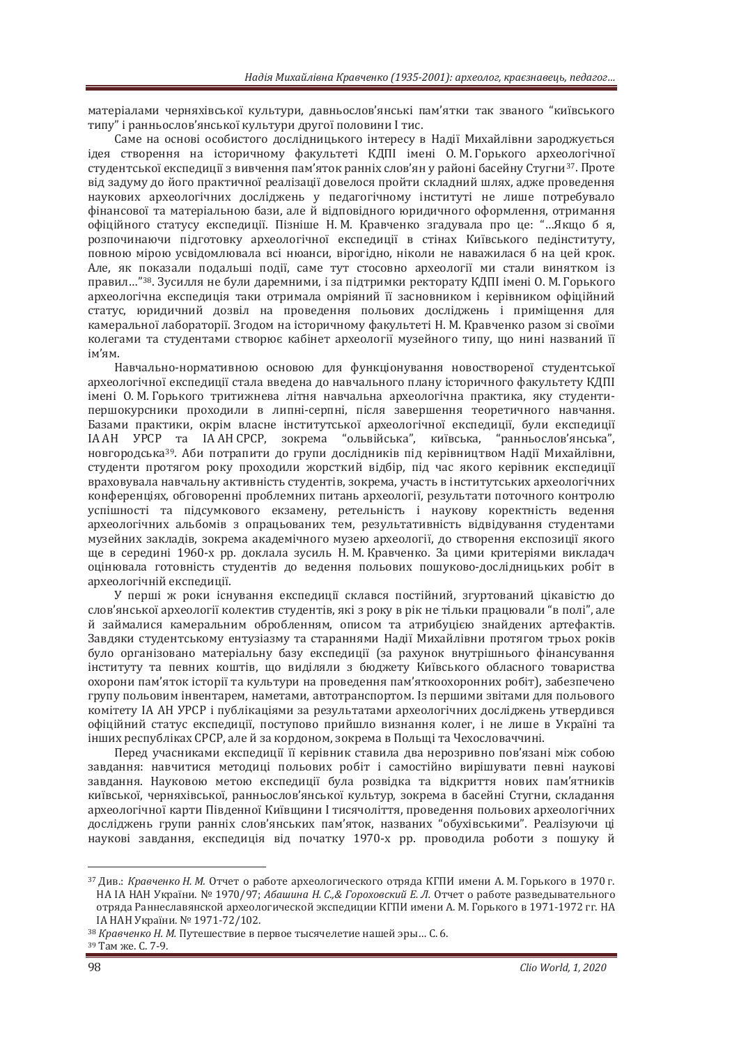матеріалами черняхівської культури, давньослов'янські пам'ятки так званого "київського типу" і ранньослов'янської культури другої половини I тис.

Саме на основі особистого дослідницького інтересу в Надії Михайлівни зароджується ідея створення на історичному факультеті КДПІ імені О. М. Горького археологічної студентської експедиції з вивчення пам'яток ранніх слов'ян у районі басейну Стугни[37]. Проте від задуму до його практичної реалізації довелося пройти складний шлях, адже проведення наукових археологічних досліджень у педагогічному інституті не лише потребувало фінансової та матеріальної бази, але й відповідного юридичного оформлення, отримання офіційного статусу експедиції. Пізніше Н. М. Кравченко згадувала про це: "…Якщо б я, розпочинаючи підготовку археологічної експедиції в стінах Київського педінституту, повною мірою усвідомлювала всі нюанси, вірогідно, ніколи не наважилася б на цей крок. Але, як показали подальші події, саме тут стосовно археології ми стали винятком із правил…"[38]. Зусилля не були даремними, і за підтримки ректорату КДПІ імені О. М. Горького археологічна експедиція таки отримала омріяний її засновником і керівником офіційний статус, юридичний дозвіл на проведення польових досліджень і приміщення для камеральної лабораторії. Згодом на історичному факультеті Н. М. Кравченко разом зі своїми колегами та студентами створює кабінет археології музейного типу, що нині названий її ім'ям.

Навчально-нормативною основою для функціонування новоствореної студентської археологічної експедиції стала введена до навчального плану історичного факультету КДПІ імені О. М. Горького тритижнева літня навчальна археологічна практика, яку студенти-першокурсники проходили в липні-серпні, після завершення теоретичного навчання. Базами практики, окрім власне інститутської археологічної експедиції, були експедиції ІА АН УРСР та ІА АН СРСР, зокрема "ольвійська", київська, "ранньослов'янська", новгородська[39]. Аби потрапити до групи дослідників під керівництвом Надії Михайлівни, студенти протягом року проходили жорсткий відбір, під час якого керівник експедиції враховувала навчальну активність студентів, зокрема, участь в інститутських археологічних конференціях, обговоренні проблемних питань археології, результати поточного контролю успішності та підсумкового екзамену, ретельність і наукову коректність ведення археологічних альбомів з опрацьованих тем, результативність відвідування студентами музейних закладів, зокрема академічного музею археології, до створення експозиції якого ще в середині 1960-х рр. доклала зусиль Н. М. Кравченко. За цими критеріями викладач оцінювала готовність студентів до ведення польових пошуково-дослідницьких робіт в археологічній експедиції.

У перші ж роки існування експедиції склався постійний, згуртований цікавістю до слов'янської археології колектив студентів, які з року в рік не тільки працювали "в полі", але й займалися камеральним обробленням, описом та атрибуцією знайдених артефактів. Завдяки студентському ентузіазму та стараннями Надії Михайлівни протягом трьох років було організовано матеріальну базу експедиції (за рахунок внутрішнього фінансування інституту та певних коштів, що виділяли з бюджету Київського обласного товариства охорони пам'яток історії та культури на проведення пам'яткоохоронних робіт), забезпечено групу польовим інвентарем, наметами, автотранспортом. Із першими звітами для польового комітету ІА АН УРСР і публікаціями за результатами археологічних досліджень утвердився офіційний статус експедиції, поступово прийшло визнання колег, і не лише в Україні та інших республіках СРСР, але й за кордоном, зокрема в Польщі та Чехословаччині.

Перед учасниками експедиції її керівник ставила два нерозривно пов'язані між собою завдання: навчитися методиці польових робіт і самостійно вирішувати певні наукові завдання. Науковою метою експедиції була розвідка та відкриття нових пам'ятників київської, черняхівської, ранньослов'янської культур, зокрема в басейні Стугни, складання археологічної карти Південної Київщини I тисячоліття, проведення польових археологічних досліджень групи ранніх слов'янських пам'яток, названих "обухівськими". Реалізуючи ці наукові завдання, експедиція від початку 1970-х рр. проводила роботи з пошуку й

---

[37] Див.: *Кравченко Н. М.* Отчет о работе археологического отряда КГПИ имени А. М. Горького в 1970 г. НА ІА НАН України. № 1970/97; *Абашина Н. С.,& Гороховский Е. Л.* Отчет о работе разведывательного отряда Раннеславянской археологической экспедиции КГПИ имени А. М. Горького в 1971-1972 гг. НА ІА НАН України. № 1971-72/102.

[38] *Кравченко Н. М.* Путешествие в первое тысячелетие нашей эры… С. 6.

[39] Там же. С. 7-9.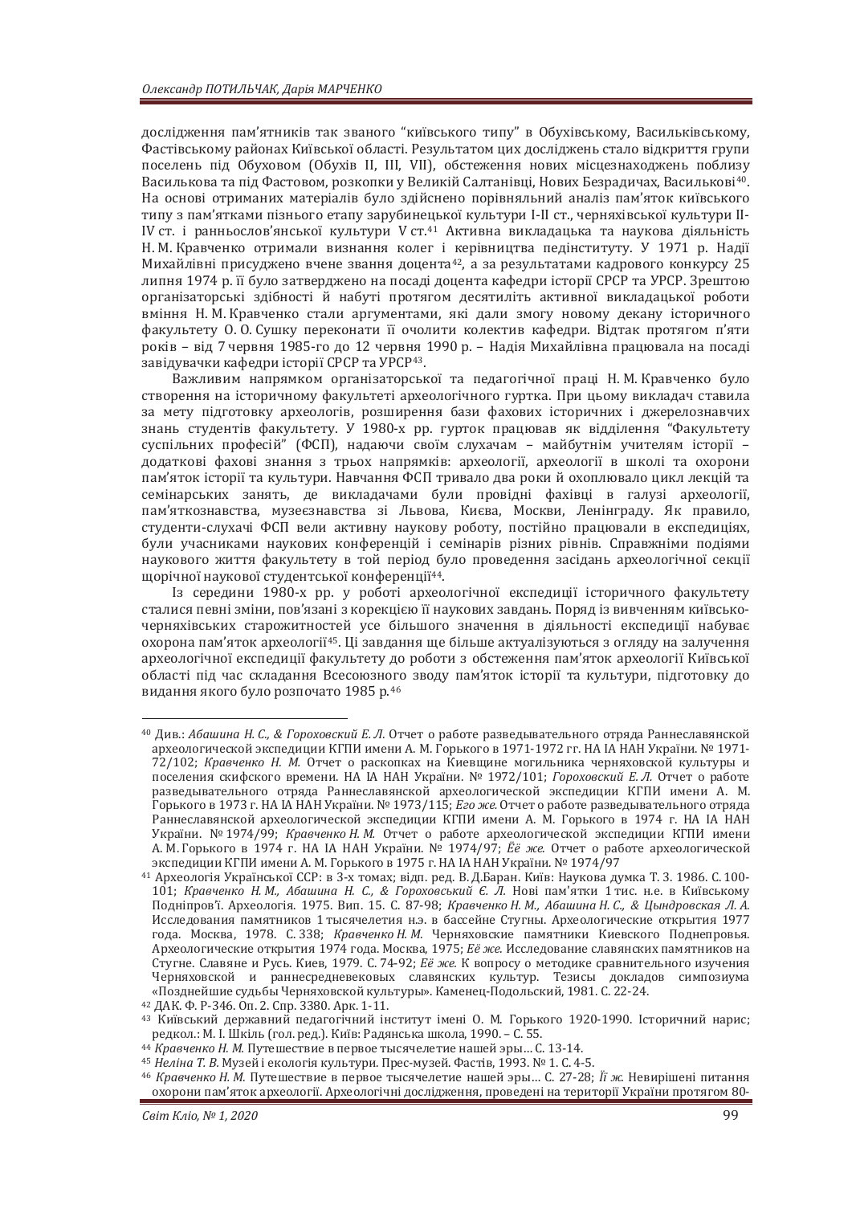дослідження пам'ятників так званого "київського типу" в Обухівському, Васильківському, Фастівському районах Київської області. Результатом цих досліджень стало відкриття групи поселень під Обуховом (Обухів II, III, VII), обстеження нових місцезнаходжень поблизу Василькова та під Фастовом, розкопки у Великій Салтанівці, Нових Безрадичах, Василькові[40]. На основі отриманих матеріалів було здійснено порівняльний аналіз пам'яток київського типу з пам'ятками пізнього етапу зарубинецької культури I-II ст., черняхівської культури II-IV ст. і ранньослов'янської культури V ст.[41] Активна викладацька та наукова діяльність Н. М. Кравченко отримали визнання колег і керівництва педінституту. У 1971 р. Надії Михайлівні присуджено вчене звання доцента[42], а за результатами кадрового конкурсу 25 липня 1974 р. її було затверджено на посаді доцента кафедри історії СРСР та УРСР. Зрештою організаторські здібності й набуті протягом десятиліть активної викладацької роботи вміння Н. М. Кравченко стали аргументами, які дали змогу новому декану історичного факультету О. О. Сушку переконати її очолити колектив кафедри. Відтак протягом п'яти років – від 7 червня 1985-го до 12 червня 1990 р. – Надія Михайлівна працювала на посаді завідувачки кафедри історії СРСР та УРСР[43].

Важливим напрямком організаторської та педагогічної праці Н. М. Кравченко було створення на історичному факультеті археологічного гуртка. При цьому викладач ставила за мету підготовку археологів, розширення бази фахових історичних і джерелознавчих знань студентів факультету. У 1980-х рр. гурток працював як відділення "Факультету суспільних професій" (ФСП), надаючи своїм слухачам – майбутнім учителям історії – додаткові фахові знання з трьох напрямків: археології, археології в школі та охорони пам'яток історії та культури. Навчання ФСП тривало два роки й охоплювало цикл лекцій та семінарських занять, де викладачами були провідні фахівці в галузі археології, пам'яткознавства, музеєзнавства зі Львова, Києва, Москви, Ленінграду. Як правило, студенти-слухачі ФСП вели активну наукову роботу, постійно працювали в експедиціях, були учасниками наукових конференцій і семінарів різних рівнів. Справжніми подіями наукового життя факультету в той період було проведення засідань археологічної секції щорічної наукової студентської конференції[44].

Із середини 1980-х рр. у роботі археологічної експедиції історичного факультету сталися певні зміни, пов'язані з корекцією її наукових завдань. Поряд із вивченням київсько-черняхівських старожитностей усе більшого значення в діяльності експедиції набуває охорона пам'яток археології[45]. Ці завдання ще більше актуалізуються з огляду на залучення археологічної експедиції факультету до роботи з обстеження пам'яток археології Київської області під час складання Всесоюзного зводу пам'яток історії та культури, підготовку до видання якого було розпочато 1985 р.[46]

---

[40] Див.: *Абашина Н. С., & Гороховский Е. Л.* Отчет о работе разведывательного отряда Раннеславянской археологической экспедиции КГПИ имени А. М. Горького в 1971-1972 гг. НА ІА НАН України. № 1971-72/102; *Кравченко Н. М.* Отчет о раскопках на Киевщине могильника черняховской культуры и поселения скифского времени. НА ІА НАН України. № 1972/101; *Гороховский Е. Л.* Отчет о работе разведывательного отряда Раннеславянской археологической экспедиции КГПИ имени А. М. Горького в 1973 г. НА ІА НАН України. № 1973/115; *Его же.* Отчет о работе разведывательного отряда Раннеславянской археологической экспедиции КГПИ имени А. М. Горького в 1974 г. НА ІА НАН України. № 1974/99; *Кравченко Н. М.* Отчет о работе археологической экспедиции КГПИ имени А. М. Горького в 1974 г. НА ІА НАН України. № 1974/97; *Ёё же.* Отчет о работе археологической экспедиции КГПИ имени А. М. Горького в 1975 г. НА ІА НАН України. № 1974/97

[41] Археологія Української ССР: в 3-х томах; відп. ред. В. Д.Баран. Київ: Наукова думка Т. 3. 1986. С. 100-101; *Кравченко Н. М., Абашина Н. С., & Гороховський Є. Л.* Нові пам'ятки 1 тис. н.е. в Київському Подніпров'ї. Археологія. 1975. Вип. 15. С. 87-98; *Кравченко Н. М., Абашина Н. С., & Цындровская Л. А.* Исследования памятников 1 тысячелетия н.э. в бассейне Стугны. Археологические открытия 1977 года. Москва, 1978. С. 338; *Кравченко Н. М.* Черняховские памятники Киевского Поднепровья. Археологические открытия 1974 года. Москва, 1975; *Её же.* Исследование славянских памятников на Стугне. Славяне и Русь. Киев, 1979. С. 74-92; *Её же.* К вопросу о методике сравнительного изучения Черняховской и раннесредневековых славянских культур. Тезисы докладов симпозиума «Позднейшие судьбы Черняховской культуры». Каменец-Подольский, 1981. С. 22-24.

[42] ДАК. Ф. Р-346. Оп. 2. Спр. 3380. Арк. 1-11.

[43] Київський державний педагогічний інститут імені О. М. Горького 1920-1990. Історичний нарис; редкол.: М. І. Шкіль (гол. ред.). Київ: Радянська школа, 1990. – С. 55.

[44] *Кравченко Н. М.* Путешествие в первое тысячелетие нашей эры… С. 13-14.

[45] *Неліна Т. В.* Музей і екологія культури. Прес-музей. Фастів, 1993. № 1. С. 4-5.

[46] *Кравченко Н. М.* Путешествие в первое тысячелетие нашей эры… С. 27-28; *Її ж.* Невирішені питання охорони пам'яток археології. Археологічні дослідження, проведені на території України протягом 80-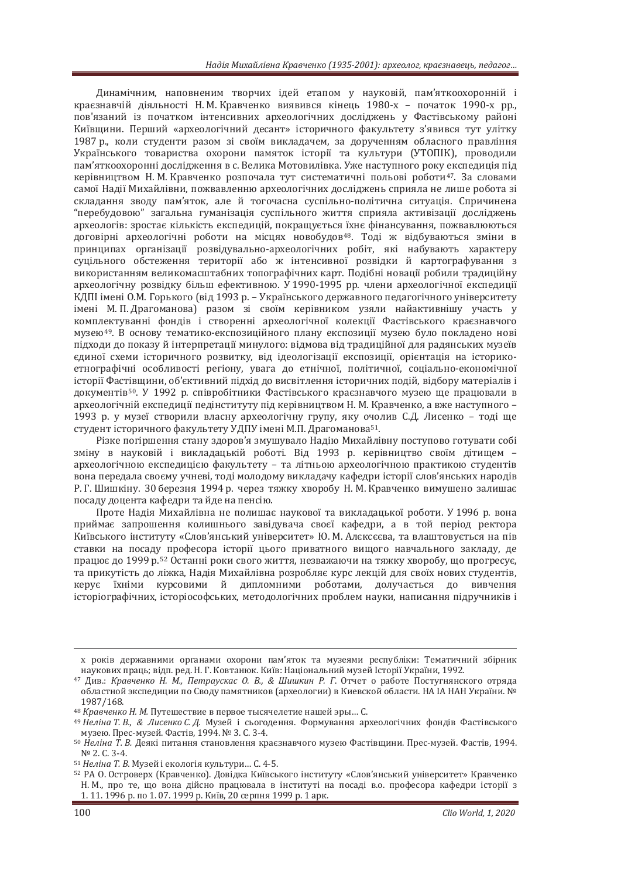Динамічним, наповненим творчих ідей етапом у науковій, пам'яткоохоронній і краєзнавчій діяльності Н. М. Кравченко виявився кінець 1980-х – початок 1990-х рр., пов'язаний із початком інтенсивних археологічних досліджень у Фастівському районі Київщини. Перший «археологічний десант» історичного факультету з'явився тут улітку 1987 р., коли студенти разом зі своїм викладачем, за дорученням обласного правління Українського товариства охорони пам'яток історії та культури (УТОПІК), проводили пам'яткоохоронні дослідження в с. Велика Мотовилівка. Уже наступного року експедиція під керівництвом Н. М. Кравченко розпочала тут систематичні польові роботи[47]. За словами самої Надії Михайлівни, пожвавленню археологічних досліджень сприяла не лише робота зі складання зводу пам'яток, але й тогочасна суспільно-політична ситуація. Спричинена "перебудовою" загальна гуманізація суспільного життя сприяла активізації досліджень археологів: зростає кількість експедицій, покращується їхнє фінансування, пожвавлюються договірні археологічні роботи на місцях новобудов[48]. Тоді ж відбуваються зміни в принципах організації розвідувально-археологічних робіт, які набувають характеру суцільного обстеження території або ж інтенсивної розвідки й картографування з використанням великомасштабних топографічних карт. Подібні новації робили традиційну археологічну розвідку більш ефективною. У 1990-1995 рр. члени археологічної експедиції КДПІ імені О.М. Горького (від 1993 р. – Українського державного педагогічного університету імені М. П. Драгоманова) разом зі своїм керівником узяли найактивнішу участь у комплектуванні фондів і створенні археологічної колекції Фастівського краєзнавчого музею[49]. В основу тематико-експозиційного плану експозиції музею було покладено нові підходи до показу й інтерпретації минулого: відмова від традиційної для радянських музеїв єдиної схеми історичного розвитку, від ідеологізації експозиції, орієнтація на історико-етнографічні особливості регіону, увага до етнічної, політичної, соціально-економічної історії Фастівщини, об'єктивний підхід до висвітлення історичних подій, відбору матеріалів і документів[50]. У 1992 р. співробітники Фастівського краєзнавчого музею ще працювали в археологічній експедиції пединституту під керівництвом Н. М. Кравченко, а вже наступного – 1993 р. у музеї створили власну археологічну групу, яку очолив С.Д. Лисенко – тоді ще студент історичного факультету УДПУ імені М.П. Драгоманова[51].

Різке погіршення стану здоров'я змушувало Надію Михайлівну поступово готувати собі зміну в науковій і викладацькій роботі. Від 1993 р. керівництво своїм дітищем – археологічною експедицією факультету – та літньою археологічною практикою студентів вона передала своєму учневі, тоді молодому викладачу кафедри історії слов'янських народів Р. Г. Шишкіну. 30 березня 1994 р. через тяжку хворобу Н. М. Кравченко вимушено залишає посаду доцента кафедри та йде на пенсію.

Проте Надія Михайлівна не полишає наукової та викладацької роботи. У 1996 р. вона приймає запрошення колишнього завідувача своєї кафедри, а в той період ректора Київського інституту «Слов'янський університет» Ю. М. Алєксєєва, та влаштовується на пів ставки на посаду професора історії цього приватного вищого навчального закладу, де працює до 1999 р.[52] Останні роки свого життя, незважаючи на тяжку хворобу, що прогресує, та прикутість до ліжка, Надія Михайлівна розробляє курс лекцій для своїх нових студентів, керує їхніми курсовими й дипломними роботами, долучається до вивчення історіографічних, історіософських, методологічних проблем науки, написання підручників і

---

х років державними органами охорони пам'яток та музеями республіки: Тематичний збірник наукових праць; відп. ред. Н. Г. Ковтанюк. Київ: Національний музей Історії України, 1992.

[47] Див.: *Кравченко Н. М., Петраускас О. В., & Шишкин Р. Г.* Отчет о работе Постугнянского отряда областной экспедиции по Своду памятников (археологии) в Киевской области. НА ІА НАН України. № 1987/168.

[48] *Кравченко Н. М.* Путешествие в первое тысячелетие нашей эры... С.

[49] *Неліна Т. В., & Лисенко С. Д.* Музей і сьогодення. Формування археологічних фондів Фастівського музею. Прес-музей. Фастів, 1994. № 3. С. 3-4.

[50] *Неліна Т. В.* Деякі питання становлення краєзнавчого музею Фастівщини. Прес-музей. Фастів, 1994. № 2. С. 3-4.

[51] *Неліна Т. В.* Музей і екологія культури... С. 4-5.

[52] РА О. Островерх (Кравченко). Довідка Київського інституту «Слов'янський університет» Кравченко Н. М., про те, що вона дійсно працювала в інституті на посаді в.о. професора кафедри історії з 1. 11. 1996 р. по 1. 07. 1999 р. Київ, 20 серпня 1999 р. 1 арк.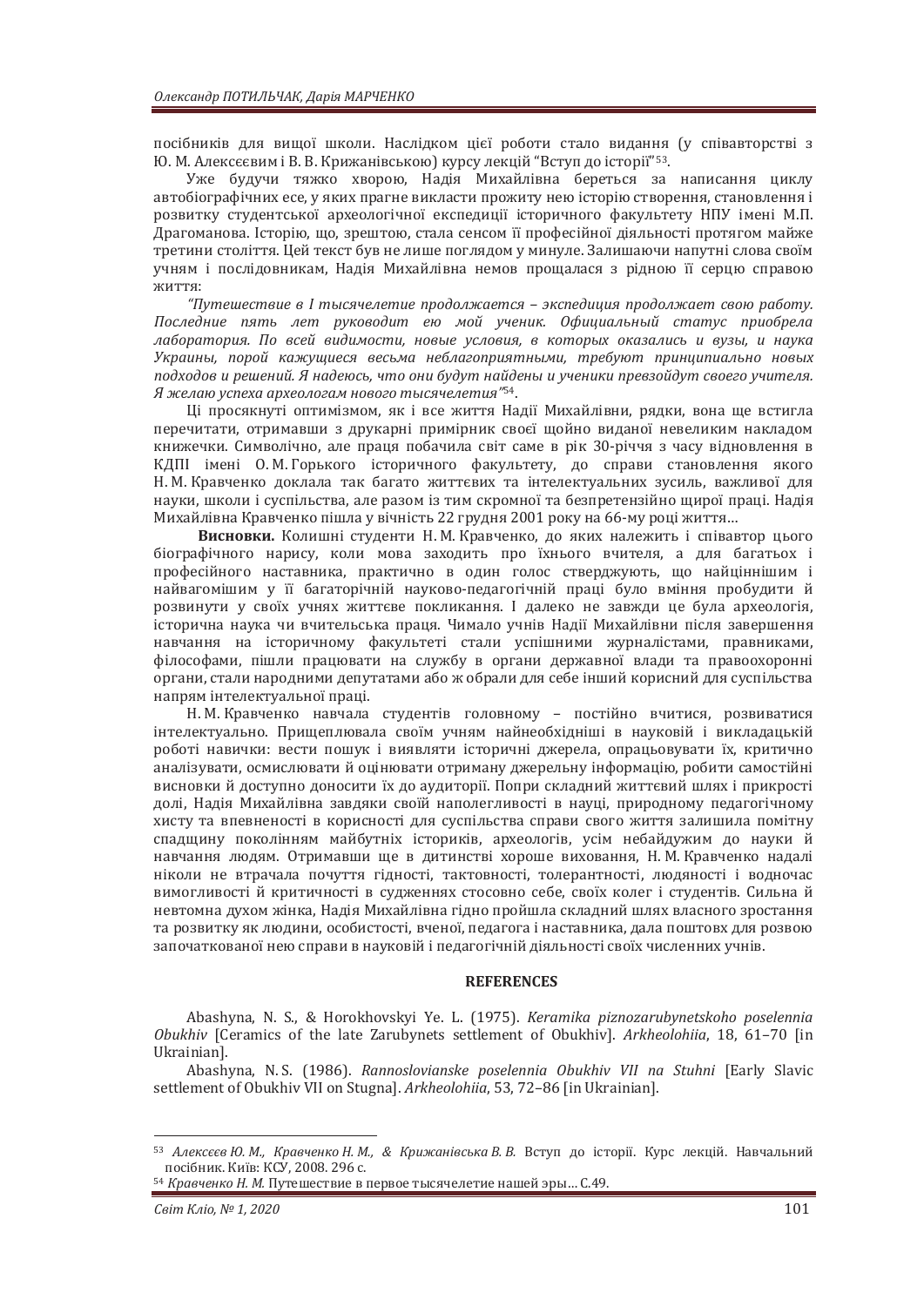посібників для вищої школи. Наслідком цієї роботи стало видання (у співавторстві з Ю. М. Алексєєвим і В. В. Крижанівською) курсу лекцій "Вступ до історії"[53].

Уже будучи тяжко хворою, Надія Михайлівна береться за написання циклу автобіографічних есе, у яких прагне викласти прожиту нею історію створення, становлення і розвитку студентської археологічної експедиції історичного факультету НПУ імені М.П. Драгоманова. Історію, що, зрештою, стала сенсом її професійної діяльності протягом майже третини століття. Цей текст був не лише поглядом у минуле. Залишаючи напутні слова своїм учням і послідовникам, Надія Михайлівна немов прощалася з рідною її серцю справою життя:

*"Путешествие в I тысячелетие продолжается – экспедиция продолжает свою работу. Последние пять лет руководит ею мой ученик. Официальный статус приобрела лаборатория. По всей видимости, новые условия, в которых оказались и вузы, и наука Украины, порой кажущиеся весьма неблагоприятными, требуют принципиально новых подходов и решений. Я надеюсь, что они будут найдены и ученики превзойдут своего учителя. Я желаю успеха археологам нового тысячелетия"*[54].

Ці просякнуті оптимізмом, як і все життя Надії Михайлівни, рядки, вона ще встигла перечитати, отримавши з друкарні примірник своєї щойно виданої невеликим накладом книжечки. Символічно, але праця побачила світ саме в рік 30-річчя з часу відновлення в КДПІ імені О. М. Горького історичного факультету, до справи становлення якого Н. М. Кравченко доклала так багато життєвих та інтелектуальних зусиль, важливої для науки, школи і суспільства, але разом із тим скромної та безпретензійно щирої праці. Надія Михайлівна Кравченко пішла у вічність 22 грудня 2001 року на 66-му році життя…

**Висновки.** Колишні студенти Н. М. Кравченко, до яких належить і співавтор цього біографічного нарису, коли мова заходить про їхнього вчителя, а для багатьох і професійного наставника, практично в один голос стверджують, що найціннішим і найвагомішим у її багаторічній науково-педагогічній праці було вміння пробудити й розвинути у своїх учнях життєве покликання. І далеко не завжди це була археологія, історична наука чи вчительська праця. Чимало учнів Надії Михайлівни після завершення навчання на історичному факультеті стали успішними журналістами, правниками, філософами, пішли працювати на службу в органи державної влади та правоохоронні органи, стали народними депутатами або ж обрали для себе інший корисний для суспільства напрям інтелектуальної праці.

Н. М. Кравченко навчала студентів головному – постійно вчитися, розвиватися інтелектуально. Прищеплювала своїм учням найнеобхідніші в науковій і викладацькій роботі навички: вести пошук і виявляти історичні джерела, опрацьовувати їх, критично аналізувати, осмислювати й оцінювати отриману джерельну інформацію, робити самостійні висновки й доступно доносити їх до аудиторії. Попри складний життєвий шлях і прикрості долі, Надія Михайлівна завдяки своїй наполегливості в науці, природному педагогічному хисту та впевненості в корисності для суспільства справи свого життя залишила помітну спадщину поколінням майбутніх істориків, археологів, усім небайдужим до науки й навчання людям. Отримавши ще в дитинстві хороше виховання, Н. М. Кравченко надалі ніколи не втрачала почуття гідності, тактовності, толерантності, людяності і водночас вимогливості й критичності в судженнях стосовно себе, своїх колег і студентів. Сильна й невтомна духом жінка, Надія Михайлівна гідно пройшла складний шлях власного зростання та розвитку як людини, особистості, вченої, педагога і наставника, дала поштовх для розвою започаткованої нею справи в науковій і педагогічній діяльності своїх численних учнів.

## REFERENCES

Abashyna, N. S., & Horokhovskyi Ye. L. (1975). *Keramika piznozarubynetskoho poselennia Obukhiv* [Ceramics of the late Zarubynets settlement of Obukhiv]. *Arkheolohiia*, 18, 61–70 [in Ukrainian].

Abashyna, N. S. (1986). *Rannoslovianske poselennia Obukhiv VII na Stuhni* [Early Slavic settlement of Obukhiv VII on Stugna]. *Arkheolohiia*, 53, 72–86 [in Ukrainian].

---

[53] *Алексєєв Ю. М., Кравченко Н. М., & Крижанівська В. В.* Вступ до історії. Курс лекцій. Навчальний посібник. Київ: КСУ, 2008. 296 с.

[54] *Кравченко Н. М.* Путешествие в первое тысячелетие нашей эры… С.49.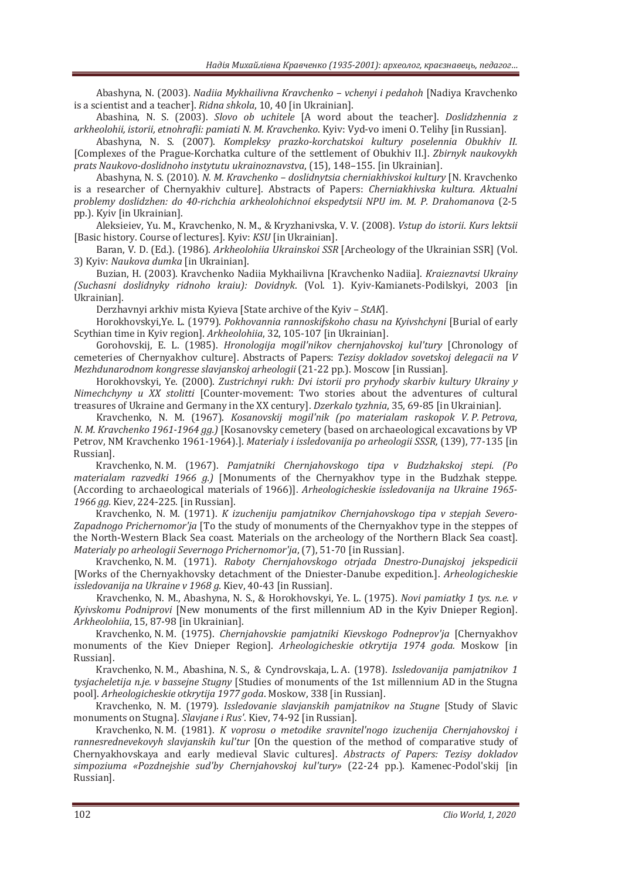Abashyna, N. (2003). *Nadiia Mykhailivna Kravchenko – vchenyi i pedahoh* [Nadiya Kravchenko is a scientist and a teacher]. *Ridna shkola*, 10, 40 [in Ukrainian].

Abashina, N. S. (2003). *Slovo ob uchitele* [A word about the teacher]. *Doslidzhennia z arkheolohii, istorii, etnohrafii: pamiati N. M. Kravchenko*. Kyiv: Vyd-vo imeni O. Telihy [in Russian].

Abashyna, N. S. (2007). *Kompleksy prazko-korchatskoi kultury poselennia Obukhiv II.* [Complexes of the Prague-Korchatka culture of the settlement of Obukhiv II.]. *Zbirnyk naukovykh prats Naukovo-doslidnoho instytutu ukrainoznavstva*, (15), 148–155. [in Ukrainian].

Abashyna, N. S. (2010). *N. M. Kravchenko – doslidnytsia cherniakhivskoi kultury* [N. Kravchenko is a researcher of Chernyakhiv culture]. Abstracts of Papers: *Cherniakhivska kultura. Aktualni problemy doslidzhen: do 40-richchia arkheolohichnoi ekspedytsii NPU im. M. P. Drahomanova* (2-5 pp.). Kyiv [in Ukrainian].

Aleksieiev, Yu. M., Kravchenko, N. M., & Kryzhanivska, V. V. (2008). *Vstup do istorii. Kurs lektsii* [Basic history. Course of lectures]. Kyiv: *KSU* [in Ukrainian].

Baran, V. D. (Ed.). (1986). *Arkheolohiia Ukrainskoi SSR* [Archeology of the Ukrainian SSR] (Vol. 3) Kyiv: *Naukova dumka* [in Ukrainian].

Buzian, H. (2003). Kravchenko Nadiia Mykhailivna [Kravchenko Nadiia]. *Kraieznavtsi Ukrainy (Suchasni doslidnyky ridnoho kraiu): Dovidnyk*. (Vol. 1). Kyiv-Kamianets-Podilskyi, 2003 [in Ukrainian].

Derzhavnyi arkhiv mista Kyieva [State archive of the Kyiv – *StAK*].

Horokhovskyi,Ye. L. (1979). *Pokhovannia rannoskifskoho chasu na Kyivshchyni* [Burial of early Scythian time in Kyiv region]. *Arkheolohiia*, 32, 105-107 [in Ukrainian].

Gorohovskij, E. L. (1985). *Hronologija mogil'nikov chernjahovskoj kul'tury* [Chronology of cemeteries of Chernyakhov culture]. Abstracts of Papers: *Tezisy dokladov sovetskoj delegacii na V Mezhdunarodnom kongresse slavjanskoj arheologii* (21-22 pp.). Moscow [in Russian].

Horokhovskyi, Ye. (2000). *Zustrichnyi rukh: Dvi istorii pro pryhody skarbiv kultury Ukrainy y Nimechchyny u XX stolitti* [Counter-movement: Two stories about the adventures of cultural treasures of Ukraine and Germany in the XX century]. *Dzerkalo tyzhnia*, 35, 69-85 [in Ukrainian].

Kravchenko, N. M. (1967). *Kosanovskij mogil'nik (po materialam raskopok V. P. Petrova, N. M. Kravchenko 1961-1964 gg.)* [Kosanovsky cemetery (based on archaeological excavations by VP Petrov, NM Kravchenko 1961-1964).]. *Materialy i issledovanija po arheologii SSSR,* (139), 77-135 [in Russian].

Kravchenko, N. M. (1967). *Pamjatniki Chernjahovskogo tipa v Budzhakskoj stepi. (Po materialam razvedki 1966 g.)* [Monuments of the Chernyakhov type in the Budzhak steppe. (According to archaeological materials of 1966)]. *Arheologicheskie issledovanija na Ukraine 1965-1966 gg.* Kiev, 224-225. [in Russian].

Kravchenko, N. M. (1971). *K izucheniju pamjatnikov Chernjahovskogo tipa v stepjah Severo-Zapadnogo Prichernomor'ja* [To the study of monuments of the Chernyakhov type in the steppes of the North-Western Black Sea coast. Materials on the archeology of the Northern Black Sea coast]. *Materialy po arheologii Severnogo Prichernomor'ja*, (7), 51-70 [in Russian].

Kravchenko, N. M. (1971). *Raboty Chernjahovskogo otrjada Dnestro-Dunajskoj jekspedicii* [Works of the Chernyakhovsky detachment of the Dniester-Danube expedition.]. *Arheologicheskie issledovanija na Ukraine v 1968 g.* Kiev, 40-43 [in Russian].

Kravchenko, N. M., Abashyna, N. S., & Horokhovskyi, Ye. L. (1975). *Novi pamiatky 1 tys. n.e. v Kyivskomu Podniprovi* [New monuments of the first millennium AD in the Kyiv Dnieper Region]. *Arkheolohiia*, 15, 87-98 [in Ukrainian].

Kravchenko, N. M. (1975). *Chernjahovskie pamjatniki Kievskogo Podneprov'ja* [Chernyakhov monuments of the Kiev Dnieper Region]. *Arheologicheskie otkrytija 1974 goda*. Moskow [in Russian].

Kravchenko, N. M., Abashina, N. S., & Cyndrovskaja, L. A. (1978). *Issledovanija pamjatnikov 1 tysjacheletija n.je. v bassejne Stugny* [Studies of monuments of the 1st millennium AD in the Stugna pool]. *Arheologicheskie otkrytija 1977 goda*. Moskow, 338 [in Russian].

Kravchenko, N. M. (1979). *Issledovanie slavjanskih pamjatnikov na Stugne* [Study of Slavic monuments on Stugna]. *Slavjane i Rus'*. Kiev, 74-92 [in Russian].

Kravchenko, N. M. (1981). *K voprosu o metodike sravnitel'nogo izuchenija Chernjahovskoj i rannesrednevekovyh slavjanskih kul'tur* [On the question of the method of comparative study of Chernyakhovskaya and early medieval Slavic cultures]. *Abstracts of Papers: Tezisy dokladov simpoziuma «Pozdnejshie sud'by Chernjahovskoj kul'tury»* (22-24 pp.). Kamenec-Podol'skij [in Russian].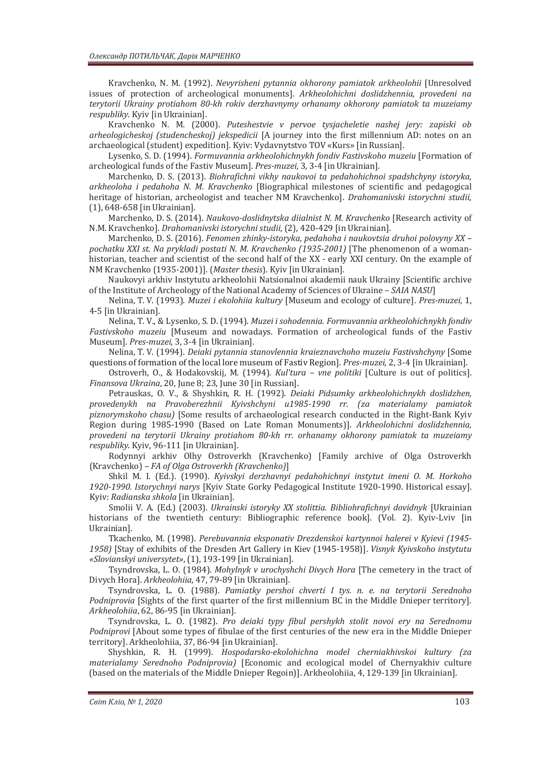Kravchenko, N. M. (1992). *Nevyrisheni pytannia okhorony pamiatok arkheolohii* [Unresolved issues of protection of archeological monuments]. *Arkheolohichni doslidzhennia, provedeni na terytorii Ukrainy protiahom 80-kh rokiv derzhavnymy orhanamy okhorony pamiatok ta muzeiamy respubliky*. Kyiv [in Ukrainian].

Kravchenko N. M. (2000). *Puteshestvie v pervoe tysjacheletie nashej jery: zapiski ob arheologicheskoj (studencheskoj) jekspedicii* [A journey into the first millennium AD: notes on an archaeological (student) expedition]. Kyiv: Vydavnytstvo TOV «Kurs» [in Russian].

Lysenko, S. D. (1994). *Formuvannia arkheolohichnykh fondiv Fastivskoho muzeiu* [Formation of archeological funds of the Fastiv Museum]. *Pres-muzei*, 3, 3-4 [in Ukrainian].

Marchenko, D. S. (2013). *Biohrafichni vikhy naukovoi ta pedahohichnoi spadshchyny istoryka, arkheoloha i pedahoha N. M. Kravchenko* [Biographical milestones of scientific and pedagogical heritage of historian, archeologist and teacher NM Kravchenko]. *Drahomanivski istorychni studii*, (1), 648-658 [in Ukrainian].

Marchenko, D. S. (2014). *Naukovo-doslidnytska diialnist N. M. Kravchenko* [Research activity of N.M. Kravchenko]. *Drahomanivski istorychni studii*, (2), 420-429 [in Ukrainian].

Marchenko, D. S. (2016). *Fenomen zhinky-istoryka, pedahoha i naukovtsia druhoi polovyny XX – pochatku XXI st. Na prykladi postati N. M. Kravchenko (1935-2001)* [The phenomenon of a woman-historian, teacher and scientist of the second half of the XX - early XXI century. On the example of NM Kravchenko (1935-2001)]. (*Master thesis*). Kyiv [in Ukrainian].

Naukovyi arkhiv Instytutu arkheolohii Natsionalnoi akademii nauk Ukrainy [Scientific archive of the Institute of Archeology of the National Academy of Sciences of Ukraine – *SAIA NASU*]

Nelina, T. V. (1993). *Muzei i ekolohiia kultury* [Museum and ecology of culture]. *Pres-muzei*, 1, 4-5 [in Ukrainian].

Nelina, T. V., & Lysenko, S. D. (1994). *Muzei i sohodennia. Formuvannia arkheolohichnykh fondiv Fastivskoho muzeiu* [Museum and nowadays. Formation of archeological funds of the Fastiv Museum]. *Pres-muzei*, 3, 3-4 [in Ukrainian].

Nelina, T. V. (1994). *Deiaki pytannia stanovlennia kraieznavchoho muzeiu Fastivshchyny* [Some questions of formation of the local lore museum of Fastiv Region]. *Pres-muzei*, 2, 3-4 [in Ukrainian].

Ostroverh, O., & Hodakovskij, M. (1994). *Kul'tura – vne politiki* [Culture is out of politics]. *Finansova Ukraina*, 20, June 8; 23, June 30 [in Russian].

Petrauskas, O. V., & Shyshkin, R. H. (1992). *Deiaki Pidsumky arkheolohichnykh doslidzhen, provedenykh na Pravoberezhnii Kyivshchyni u1985-1990 rr. (za materialamy pamiatok piznorymskoho chasu)* [Some results of archaeological research conducted in the Right-Bank Kyiv Region during 1985-1990 (Based on Late Roman Monuments)]. *Arkheolohichni doslidzhennia, provedeni na terytorii Ukrainy protiahom 80-kh rr. orhanamy okhorony pamiatok ta muzeiamy respubliky*. Kyiv, 96-111 [in Ukrainian].

Rodynnyi arkhiv Olhy Ostroverkh (Kravchenko) [Family archive of Olga Ostroverkh (Kravchenko) – *FA of Olga Ostroverkh (Kravchenko)*]

Shkil M. I. (Ed.). (1990). *Kyivskyi derzhavnyi pedahohichnyi instytut imeni O. M. Horkoho 1920-1990. Istorychnyi narys* [Kyiv State Gorky Pedagogical Institute 1920-1990. Historical essay]. Kyiv: *Radianska shkola* [in Ukrainian].

Smolii V. A. (Ed.) (2003). *Ukrainski istoryky XX stolittia. Bibliohrafichnyi dovidnyk* [Ukrainian historians of the twentieth century: Bibliographic reference book]. (Vol. 2). Kyiv-Lviv [in Ukrainian].

Tkachenko, M. (1998). *Perebuvannia eksponativ Drezdenskoi kartynnoi halerei v Kyievi (1945-1958)* [Stay of exhibits of the Dresden Art Gallery in Kiev (1945-1958)]. *Visnyk Kyivskoho instytutu «Slovianskyi universytet»*, (1), 193-199 [in Ukrainian].

Tsyndrovska, L. O. (1984). *Mohylnyk v urochyshchi Divych Hora* [The cemetery in the tract of Divych Hora]. *Arkheolohiia*, 47, 79-89 [in Ukrainian].

Tsyndrovska, L. O. (1988). *Pamiatky pershoi chverti I tys. n. e. na terytorii Serednoho Podniprovia* [Sights of the first quarter of the first millennium BC in the Middle Dnieper territory]. *Arkheolohiia*, 62, 86-95 [in Ukrainian].

Tsyndrovska, L. O. (1982). *Pro deiaki typy fibul pershykh stolit novoi ery na Serednomu Podniprovi* [About some types of fibulae of the first centuries of the new era in the Middle Dnieper territory]. Arkheolohiia, 37, 86-94 [in Ukrainian].

Shyshkin, R. H. (1999). *Hospodarsko-ekolohichna model cherniakhivskoi kultury (za materialamy Serednoho Podniprovia)* [Economic and ecological model of Chernyakhiv culture (based on the materials of the Middle Dnieper Regoin)]. Arkheolohiia, 4, 129-139 [in Ukrainian].